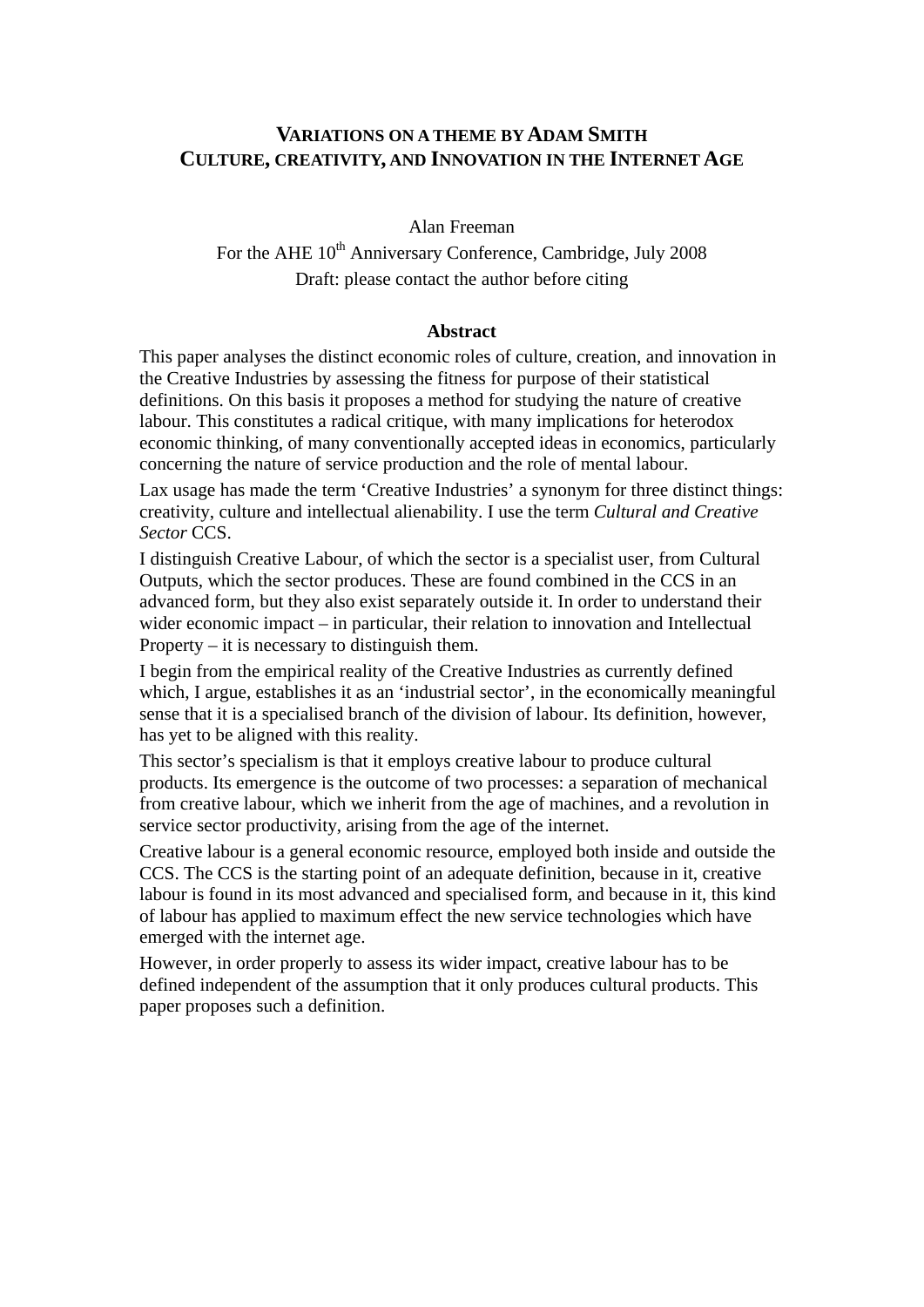# VARIATIONS ON A THEME BY ADAM SMITH
# CULTURE, CREATIVITY, AND INNOVATION IN THE INTERNET AGE

Alan Freeman

For the AHE 10th Anniversary Conference, Cambridge, July 2008

Draft: please contact the author before citing

## Abstract

This paper analyses the distinct economic roles of culture, creation, and innovation in the Creative Industries by assessing the fitness for purpose of their statistical definitions. On this basis it proposes a method for studying the nature of creative labour. This constitutes a radical critique, with many implications for heterodox economic thinking, of many conventionally accepted ideas in economics, particularly concerning the nature of service production and the role of mental labour.

Lax usage has made the term 'Creative Industries' a synonym for three distinct things: creativity, culture and intellectual alienability. I use the term *Cultural and Creative Sector* CCS.

I distinguish Creative Labour, of which the sector is a specialist user, from Cultural Outputs, which the sector produces. These are found combined in the CCS in an advanced form, but they also exist separately outside it. In order to understand their wider economic impact – in particular, their relation to innovation and Intellectual Property – it is necessary to distinguish them.

I begin from the empirical reality of the Creative Industries as currently defined which, I argue, establishes it as an 'industrial sector', in the economically meaningful sense that it is a specialised branch of the division of labour. Its definition, however, has yet to be aligned with this reality.

This sector's specialism is that it employs creative labour to produce cultural products. Its emergence is the outcome of two processes: a separation of mechanical from creative labour, which we inherit from the age of machines, and a revolution in service sector productivity, arising from the age of the internet.

Creative labour is a general economic resource, employed both inside and outside the CCS. The CCS is the starting point of an adequate definition, because in it, creative labour is found in its most advanced and specialised form, and because in it, this kind of labour has applied to maximum effect the new service technologies which have emerged with the internet age.

However, in order properly to assess its wider impact, creative labour has to be defined independent of the assumption that it only produces cultural products. This paper proposes such a definition.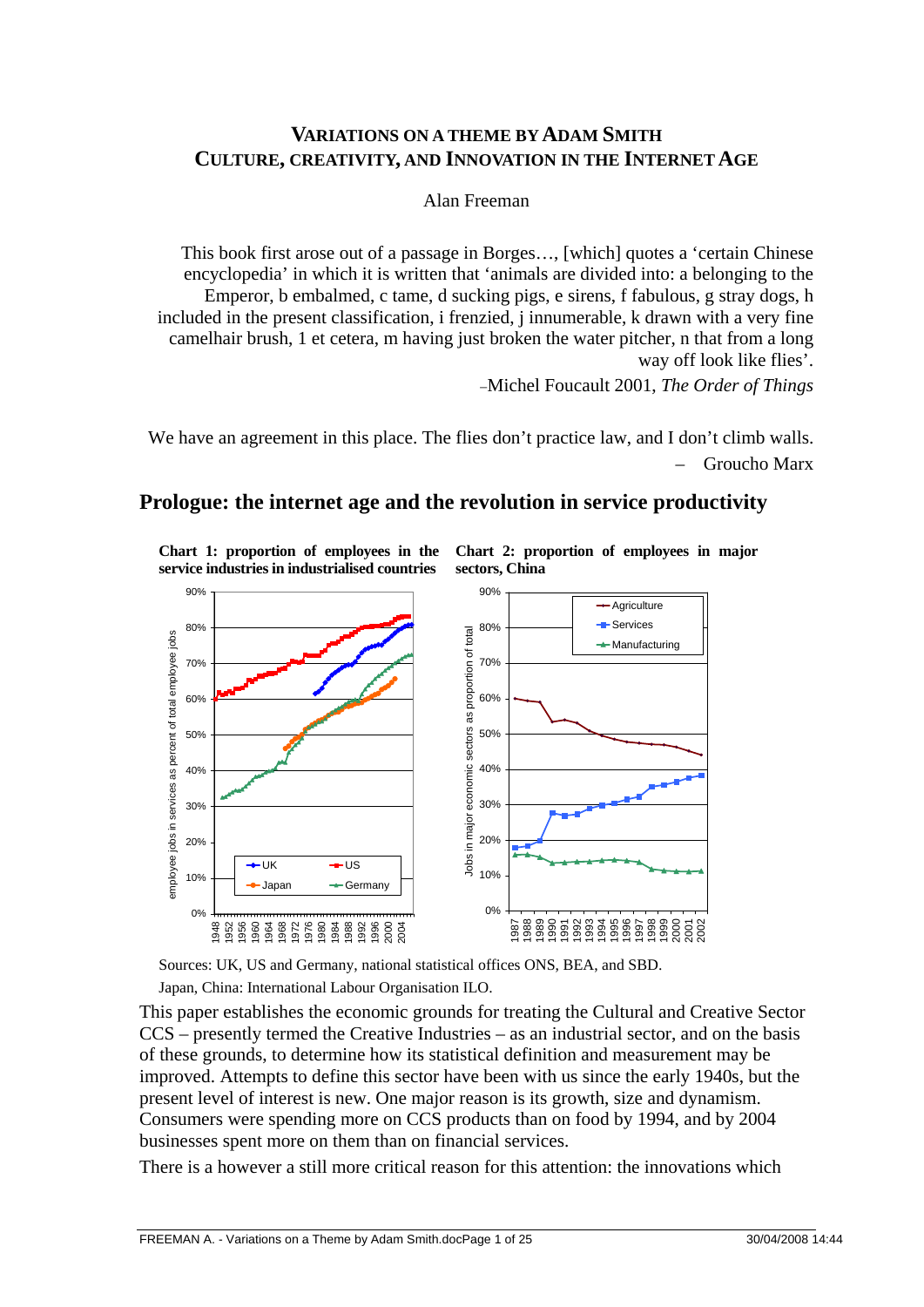# VARIATIONS ON A THEME BY ADAM SMITH
# CULTURE, CREATIVITY, AND INNOVATION IN THE INTERNET AGE

Alan Freeman

> This book first arose out of a passage in Borges…, [which] quotes a 'certain Chinese encyclopedia' in which it is written that 'animals are divided into: a belonging to the Emperor, b embalmed, c tame, d sucking pigs, e sirens, f fabulous, g stray dogs, h included in the present classification, i frenzied, j innumerable, k drawn with a very fine camelhair brush, 1 et cetera, m having just broken the water pitcher, n that from a long way off look like flies'.
>
> –Michel Foucault 2001, *The Order of Things*

> We have an agreement in this place. The flies don't practice law, and I don't climb walls.
>
> – Groucho Marx

## Prologue: the internet age and the revolution in service productivity

**Chart 1: proportion of employees in the service industries in industrialised countries**

**Chart 2: proportion of employees in major sectors, China**

Sources: UK, US and Germany, national statistical offices ONS, BEA, and SBD.

Japan, China: International Labour Organisation ILO.

This paper establishes the economic grounds for treating the Cultural and Creative Sector CCS – presently termed the Creative Industries – as an industrial sector, and on the basis of these grounds, to determine how its statistical definition and measurement may be improved. Attempts to define this sector have been with us since the early 1940s, but the present level of interest is new. One major reason is its growth, size and dynamism. Consumers were spending more on CCS products than on food by 1994, and by 2004 businesses spent more on them than on financial services.

There is a however a still more critical reason for this attention: the innovations which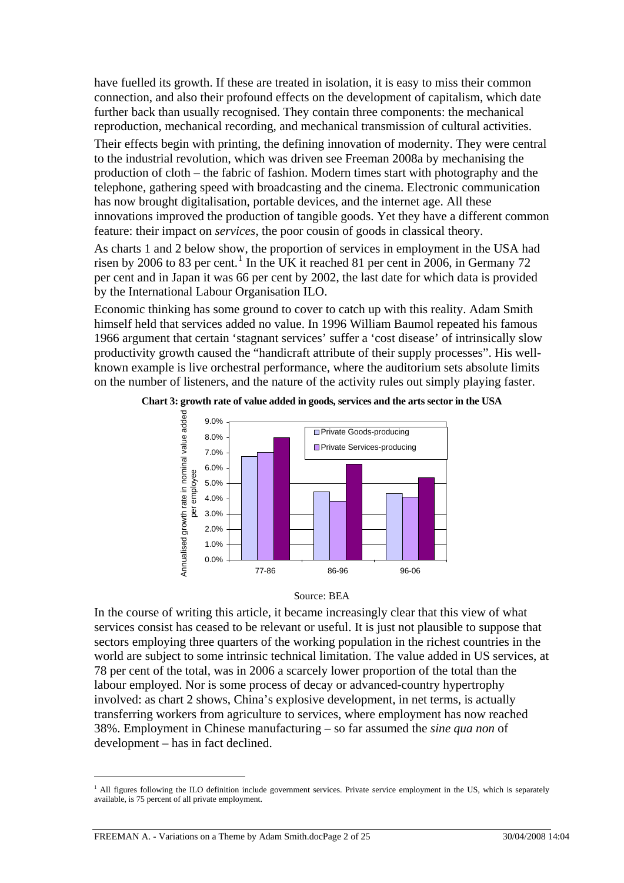have fuelled its growth. If these are treated in isolation, it is easy to miss their common connection, and also their profound effects on the development of capitalism, which date further back than usually recognised. They contain three components: the mechanical reproduction, mechanical recording, and mechanical transmission of cultural activities.

Their effects begin with printing, the defining innovation of modernity. They were central to the industrial revolution, which was driven see Freeman 2008a by mechanising the production of cloth – the fabric of fashion. Modern times start with photography and the telephone, gathering speed with broadcasting and the cinema. Electronic communication has now brought digitalisation, portable devices, and the internet age. All these innovations improved the production of tangible goods. Yet they have a different common feature: their impact on *services*, the poor cousin of goods in classical theory.

As charts 1 and 2 below show, the proportion of services in employment in the USA had risen by 2006 to 83 per cent.[1] In the UK it reached 81 per cent in 2006, in Germany 72 per cent and in Japan it was 66 per cent by 2002, the last date for which data is provided by the International Labour Organisation ILO.

Economic thinking has some ground to cover to catch up with this reality. Adam Smith himself held that services added no value. In 1996 William Baumol repeated his famous 1966 argument that certain 'stagnant services' suffer a 'cost disease' of intrinsically slow productivity growth caused the "handicraft attribute of their supply processes". His well-known example is live orchestral performance, where the auditorium sets absolute limits on the number of listeners, and the nature of the activity rules out simply playing faster.

**Chart 3: growth rate of value added in goods, services and the arts sector in the USA**

| Period | Private Goods-producing | Private Services-producing | (third series) |
|---|---|---|---|
| 77-86 | 6.8% | 7.0% | 8.0% |
| 86-96 | 4.5% | 3.8% | 6.3% |
| 96-06 | 4.3% | 4.1% | 5.4% |

Y-axis: Annualised growth rate in nominal value added per employee

Source: BEA

In the course of writing this article, it became increasingly clear that this view of what services consist has ceased to be relevant or useful. It is just not plausible to suppose that sectors employing three quarters of the working population in the richest countries in the world are subject to some intrinsic technical limitation. The value added in US services, at 78 per cent of the total, was in 2006 a scarcely lower proportion of the total than the labour employed. Nor is some process of decay or advanced-country hypertrophy involved: as chart 2 shows, China's explosive development, in net terms, is actually transferring workers from agriculture to services, where employment has now reached 38%. Employment in Chinese manufacturing – so far assumed the *sine qua non* of development – has in fact declined.

[1] All figures following the ILO definition include government services. Private service employment in the US, which is separately available, is 75 percent of all private employment.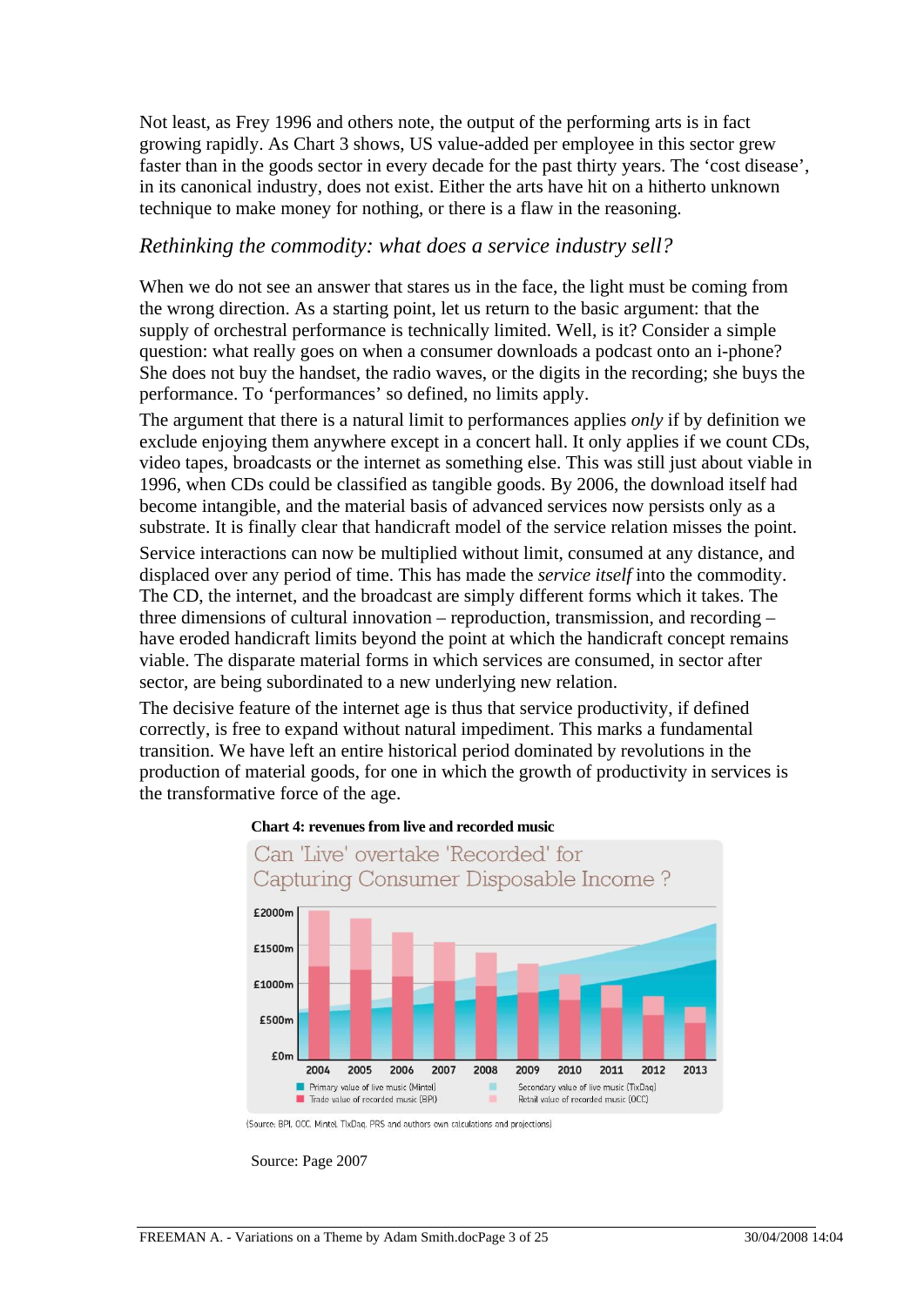Not least, as Frey 1996 and others note, the output of the performing arts is in fact growing rapidly. As Chart 3 shows, US value-added per employee in this sector grew faster than in the goods sector in every decade for the past thirty years. The 'cost disease', in its canonical industry, does not exist. Either the arts have hit on a hitherto unknown technique to make money for nothing, or there is a flaw in the reasoning.

## *Rethinking the commodity: what does a service industry sell?*

When we do not see an answer that stares us in the face, the light must be coming from the wrong direction. As a starting point, let us return to the basic argument: that the supply of orchestral performance is technically limited. Well, is it? Consider a simple question: what really goes on when a consumer downloads a podcast onto an i-phone? She does not buy the handset, the radio waves, or the digits in the recording; she buys the performance. To 'performances' so defined, no limits apply.

The argument that there is a natural limit to performances applies *only* if by definition we exclude enjoying them anywhere except in a concert hall. It only applies if we count CDs, video tapes, broadcasts or the internet as something else. This was still just about viable in 1996, when CDs could be classified as tangible goods. By 2006, the download itself had become intangible, and the material basis of advanced services now persists only as a substrate. It is finally clear that handicraft model of the service relation misses the point.

Service interactions can now be multiplied without limit, consumed at any distance, and displaced over any period of time. This has made the *service itself* into the commodity. The CD, the internet, and the broadcast are simply different forms which it takes. The three dimensions of cultural innovation – reproduction, transmission, and recording – have eroded handicraft limits beyond the point at which the handicraft concept remains viable. The disparate material forms in which services are consumed, in sector after sector, are being subordinated to a new underlying new relation.

The decisive feature of the internet age is thus that service productivity, if defined correctly, is free to expand without natural impediment. This marks a fundamental transition. We have left an entire historical period dominated by revolutions in the production of material goods, for one in which the growth of productivity in services is the transformative force of the age.

**Chart 4: revenues from live and recorded music**

Can 'Live' overtake 'Recorded' for Capturing Consumer Disposable Income ?

(Source: BPI, OCC, Mintel, TixDaq, PRS and authors own calculations and projections)

Source: Page 2007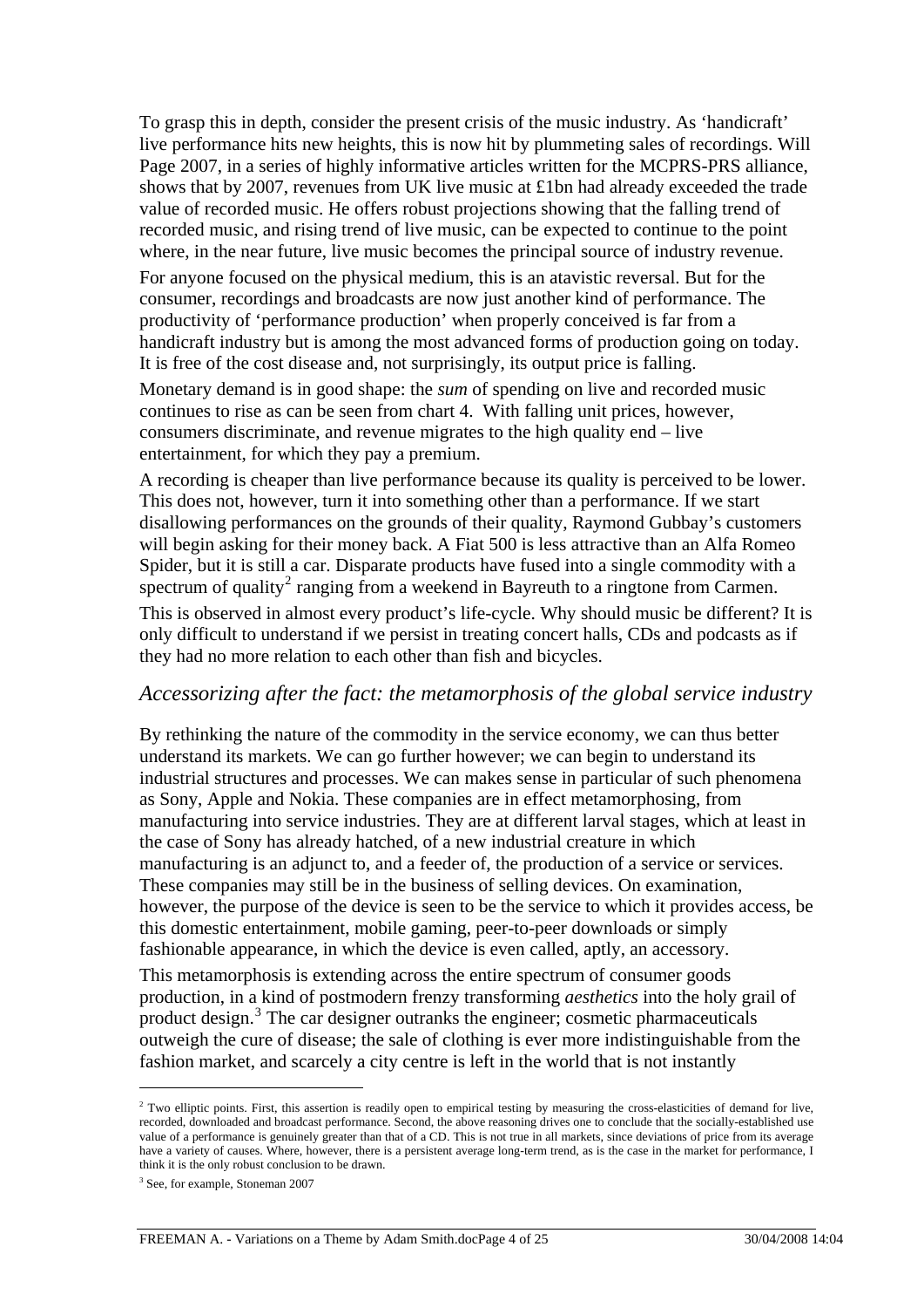To grasp this in depth, consider the present crisis of the music industry. As 'handicraft' live performance hits new heights, this is now hit by plummeting sales of recordings. Will Page 2007, in a series of highly informative articles written for the MCPRS-PRS alliance, shows that by 2007, revenues from UK live music at £1bn had already exceeded the trade value of recorded music. He offers robust projections showing that the falling trend of recorded music, and rising trend of live music, can be expected to continue to the point where, in the near future, live music becomes the principal source of industry revenue.

For anyone focused on the physical medium, this is an atavistic reversal. But for the consumer, recordings and broadcasts are now just another kind of performance. The productivity of 'performance production' when properly conceived is far from a handicraft industry but is among the most advanced forms of production going on today. It is free of the cost disease and, not surprisingly, its output price is falling.

Monetary demand is in good shape: the *sum* of spending on live and recorded music continues to rise as can be seen from chart 4. With falling unit prices, however, consumers discriminate, and revenue migrates to the high quality end – live entertainment, for which they pay a premium.

A recording is cheaper than live performance because its quality is perceived to be lower. This does not, however, turn it into something other than a performance. If we start disallowing performances on the grounds of their quality, Raymond Gubbay's customers will begin asking for their money back. A Fiat 500 is less attractive than an Alfa Romeo Spider, but it is still a car. Disparate products have fused into a single commodity with a spectrum of quality[2] ranging from a weekend in Bayreuth to a ringtone from Carmen.

This is observed in almost every product's life-cycle. Why should music be different? It is only difficult to understand if we persist in treating concert halls, CDs and podcasts as if they had no more relation to each other than fish and bicycles.

## *Accessorizing after the fact: the metamorphosis of the global service industry*

By rethinking the nature of the commodity in the service economy, we can thus better understand its markets. We can go further however; we can begin to understand its industrial structures and processes. We can makes sense in particular of such phenomena as Sony, Apple and Nokia. These companies are in effect metamorphosing, from manufacturing into service industries. They are at different larval stages, which at least in the case of Sony has already hatched, of a new industrial creature in which manufacturing is an adjunct to, and a feeder of, the production of a service or services. These companies may still be in the business of selling devices. On examination, however, the purpose of the device is seen to be the service to which it provides access, be this domestic entertainment, mobile gaming, peer-to-peer downloads or simply fashionable appearance, in which the device is even called, aptly, an accessory.

This metamorphosis is extending across the entire spectrum of consumer goods production, in a kind of postmodern frenzy transforming *aesthetics* into the holy grail of product design.[3] The car designer outranks the engineer; cosmetic pharmaceuticals outweigh the cure of disease; the sale of clothing is ever more indistinguishable from the fashion market, and scarcely a city centre is left in the world that is not instantly

---

[2] Two elliptic points. First, this assertion is readily open to empirical testing by measuring the cross-elasticities of demand for live, recorded, downloaded and broadcast performance. Second, the above reasoning drives one to conclude that the socially-established use value of a performance is genuinely greater than that of a CD. This is not true in all markets, since deviations of price from its average have a variety of causes. Where, however, there is a persistent average long-term trend, as is the case in the market for performance, I think it is the only robust conclusion to be drawn.

[3] See, for example, Stoneman 2007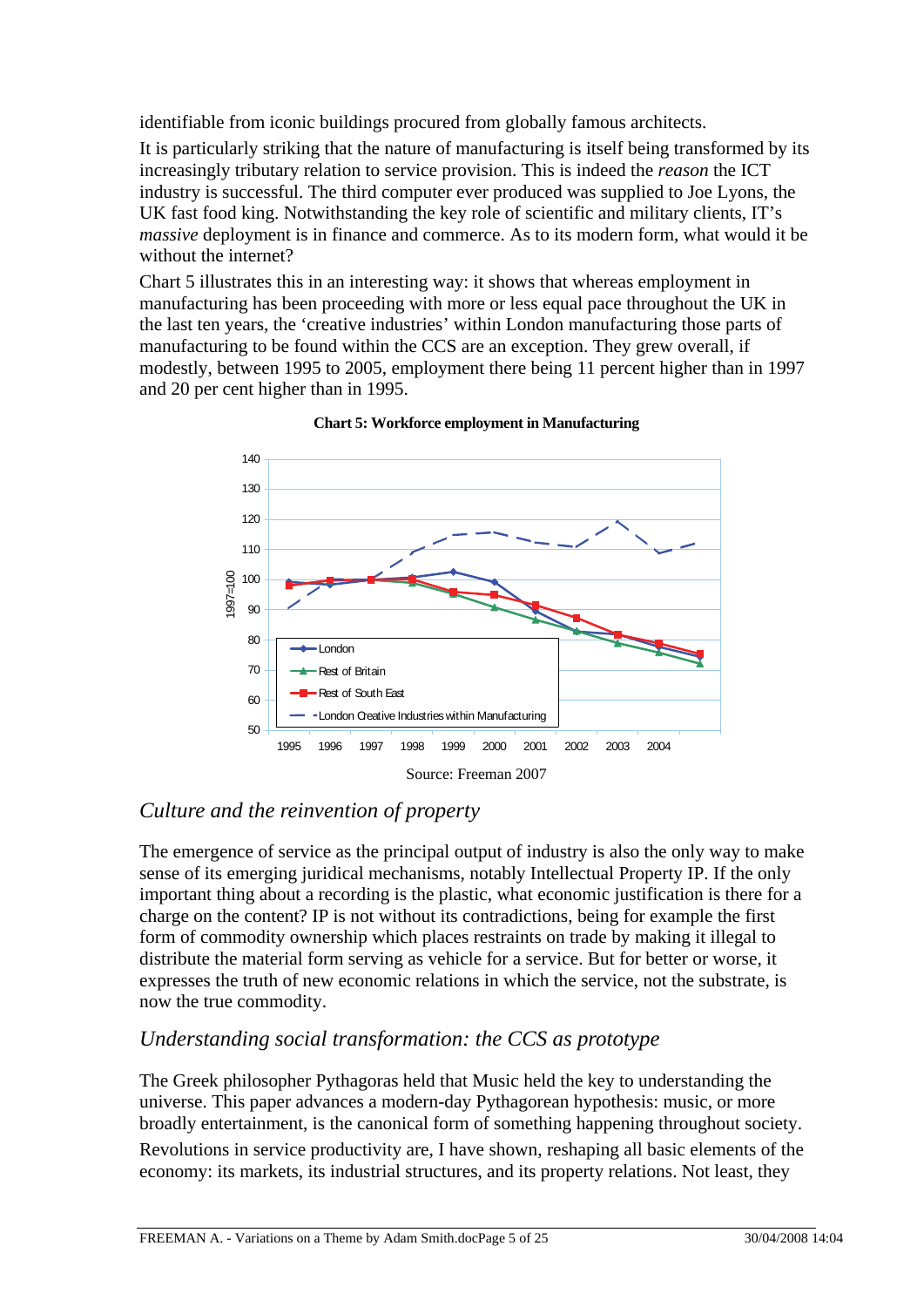identifiable from iconic buildings procured from globally famous architects.

It is particularly striking that the nature of manufacturing is itself being transformed by its increasingly tributary relation to service provision. This is indeed the *reason* the ICT industry is successful. The third computer ever produced was supplied to Joe Lyons, the UK fast food king. Notwithstanding the key role of scientific and military clients, IT's *massive* deployment is in finance and commerce. As to its modern form, what would it be without the internet?

Chart 5 illustrates this in an interesting way: it shows that whereas employment in manufacturing has been proceeding with more or less equal pace throughout the UK in the last ten years, the 'creative industries' within London manufacturing those parts of manufacturing to be found within the CCS are an exception. They grew overall, if modestly, between 1995 to 2005, employment there being 11 percent higher than in 1997 and 20 per cent higher than in 1995.

**Chart 5: Workforce employment in Manufacturing**

Source: Freeman 2007

## *Culture and the reinvention of property*

The emergence of service as the principal output of industry is also the only way to make sense of its emerging juridical mechanisms, notably Intellectual Property IP. If the only important thing about a recording is the plastic, what economic justification is there for a charge on the content? IP is not without its contradictions, being for example the first form of commodity ownership which places restraints on trade by making it illegal to distribute the material form serving as vehicle for a service. But for better or worse, it expresses the truth of new economic relations in which the service, not the substrate, is now the true commodity.

## *Understanding social transformation: the CCS as prototype*

The Greek philosopher Pythagoras held that Music held the key to understanding the universe. This paper advances a modern-day Pythagorean hypothesis: music, or more broadly entertainment, is the canonical form of something happening throughout society.

Revolutions in service productivity are, I have shown, reshaping all basic elements of the economy: its markets, its industrial structures, and its property relations. Not least, they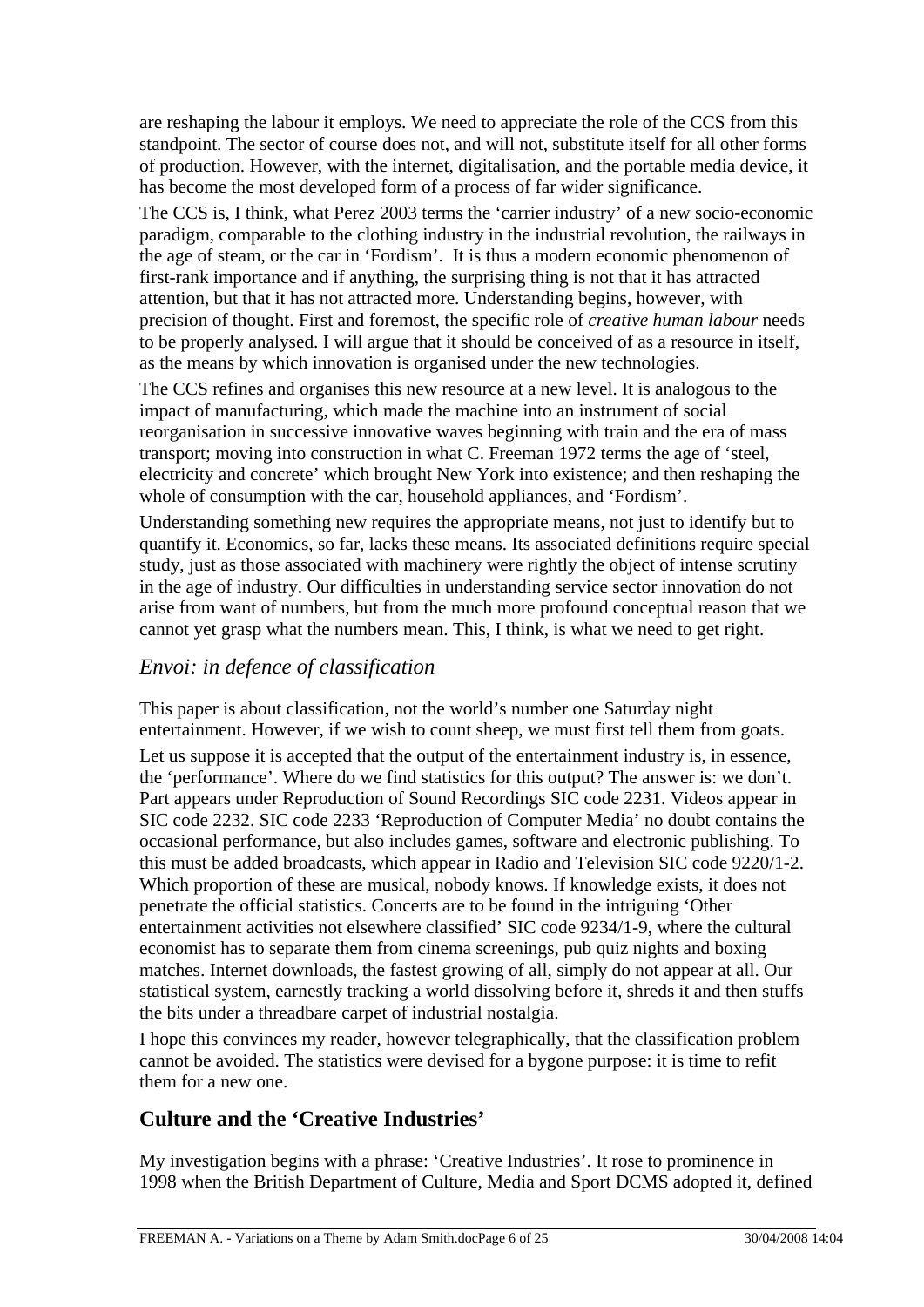are reshaping the labour it employs. We need to appreciate the role of the CCS from this standpoint. The sector of course does not, and will not, substitute itself for all other forms of production. However, with the internet, digitalisation, and the portable media device, it has become the most developed form of a process of far wider significance.

The CCS is, I think, what Perez 2003 terms the 'carrier industry' of a new socio-economic paradigm, comparable to the clothing industry in the industrial revolution, the railways in the age of steam, or the car in 'Fordism'. It is thus a modern economic phenomenon of first-rank importance and if anything, the surprising thing is not that it has attracted attention, but that it has not attracted more. Understanding begins, however, with precision of thought. First and foremost, the specific role of *creative human labour* needs to be properly analysed. I will argue that it should be conceived of as a resource in itself, as the means by which innovation is organised under the new technologies.

The CCS refines and organises this new resource at a new level. It is analogous to the impact of manufacturing, which made the machine into an instrument of social reorganisation in successive innovative waves beginning with train and the era of mass transport; moving into construction in what C. Freeman 1972 terms the age of 'steel, electricity and concrete' which brought New York into existence; and then reshaping the whole of consumption with the car, household appliances, and 'Fordism'.

Understanding something new requires the appropriate means, not just to identify but to quantify it. Economics, so far, lacks these means. Its associated definitions require special study, just as those associated with machinery were rightly the object of intense scrutiny in the age of industry. Our difficulties in understanding service sector innovation do not arise from want of numbers, but from the much more profound conceptual reason that we cannot yet grasp what the numbers mean. This, I think, is what we need to get right.

### *Envoi: in defence of classification*

This paper is about classification, not the world's number one Saturday night entertainment. However, if we wish to count sheep, we must first tell them from goats.

Let us suppose it is accepted that the output of the entertainment industry is, in essence, the 'performance'. Where do we find statistics for this output? The answer is: we don't. Part appears under Reproduction of Sound Recordings SIC code 2231. Videos appear in SIC code 2232. SIC code 2233 'Reproduction of Computer Media' no doubt contains the occasional performance, but also includes games, software and electronic publishing. To this must be added broadcasts, which appear in Radio and Television SIC code 9220/1-2. Which proportion of these are musical, nobody knows. If knowledge exists, it does not penetrate the official statistics. Concerts are to be found in the intriguing 'Other entertainment activities not elsewhere classified' SIC code 9234/1-9, where the cultural economist has to separate them from cinema screenings, pub quiz nights and boxing matches. Internet downloads, the fastest growing of all, simply do not appear at all. Our statistical system, earnestly tracking a world dissolving before it, shreds it and then stuffs the bits under a threadbare carpet of industrial nostalgia.

I hope this convinces my reader, however telegraphically, that the classification problem cannot be avoided. The statistics were devised for a bygone purpose: it is time to refit them for a new one.

## Culture and the 'Creative Industries'

My investigation begins with a phrase: 'Creative Industries'. It rose to prominence in 1998 when the British Department of Culture, Media and Sport DCMS adopted it, defined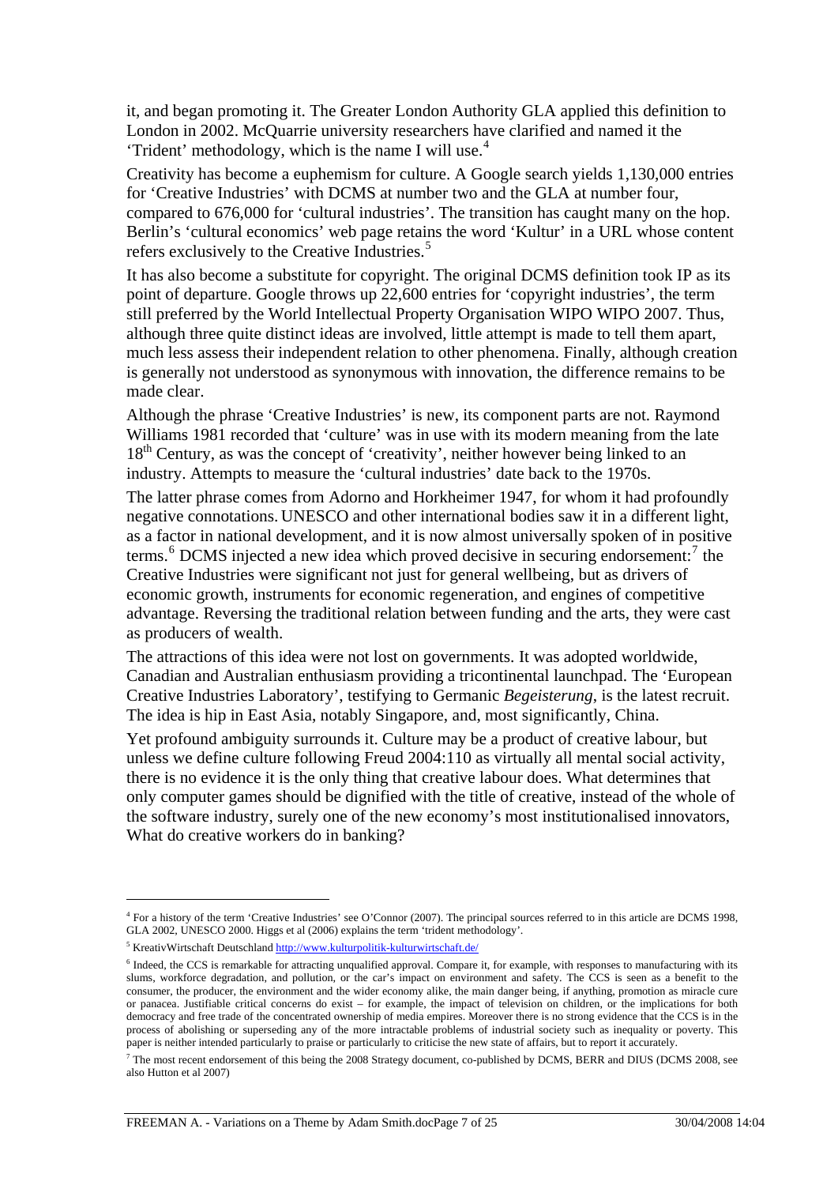it, and began promoting it. The Greater London Authority GLA applied this definition to London in 2002. McQuarrie university researchers have clarified and named it the 'Trident' methodology, which is the name I will use.[4]

Creativity has become a euphemism for culture. A Google search yields 1,130,000 entries for 'Creative Industries' with DCMS at number two and the GLA at number four, compared to 676,000 for 'cultural industries'. The transition has caught many on the hop. Berlin's 'cultural economics' web page retains the word 'Kultur' in a URL whose content refers exclusively to the Creative Industries.[5]

It has also become a substitute for copyright. The original DCMS definition took IP as its point of departure. Google throws up 22,600 entries for 'copyright industries', the term still preferred by the World Intellectual Property Organisation WIPO WIPO 2007. Thus, although three quite distinct ideas are involved, little attempt is made to tell them apart, much less assess their independent relation to other phenomena. Finally, although creation is generally not understood as synonymous with innovation, the difference remains to be made clear.

Although the phrase 'Creative Industries' is new, its component parts are not. Raymond Williams 1981 recorded that 'culture' was in use with its modern meaning from the late 18th Century, as was the concept of 'creativity', neither however being linked to an industry. Attempts to measure the 'cultural industries' date back to the 1970s.

The latter phrase comes from Adorno and Horkheimer 1947, for whom it had profoundly negative connotations. UNESCO and other international bodies saw it in a different light, as a factor in national development, and it is now almost universally spoken of in positive terms.[6] DCMS injected a new idea which proved decisive in securing endorsement:[7] the Creative Industries were significant not just for general wellbeing, but as drivers of economic growth, instruments for economic regeneration, and engines of competitive advantage. Reversing the traditional relation between funding and the arts, they were cast as producers of wealth.

The attractions of this idea were not lost on governments. It was adopted worldwide, Canadian and Australian enthusiasm providing a tricontinental launchpad. The 'European Creative Industries Laboratory', testifying to Germanic *Begeisterung*, is the latest recruit. The idea is hip in East Asia, notably Singapore, and, most significantly, China.

Yet profound ambiguity surrounds it. Culture may be a product of creative labour, but unless we define culture following Freud 2004:110 as virtually all mental social activity, there is no evidence it is the only thing that creative labour does. What determines that only computer games should be dignified with the title of creative, instead of the whole of the software industry, surely one of the new economy's most institutionalised innovators, What do creative workers do in banking?

---

[4] For a history of the term 'Creative Industries' see O'Connor (2007). The principal sources referred to in this article are DCMS 1998, GLA 2002, UNESCO 2000. Higgs et al (2006) explains the term 'trident methodology'.

[5] KreativWirtschaft Deutschland http://www.kulturpolitik-kulturwirtschaft.de/

[6] Indeed, the CCS is remarkable for attracting unqualified approval. Compare it, for example, with responses to manufacturing with its slums, workforce degradation, and pollution, or the car's impact on environment and safety. The CCS is seen as a benefit to the consumer, the producer, the environment and the wider economy alike, the main danger being, if anything, promotion as miracle cure or panacea. Justifiable critical concerns do exist – for example, the impact of television on children, or the implications for both democracy and free trade of the concentrated ownership of media empires. Moreover there is no strong evidence that the CCS is in the process of abolishing or superseding any of the more intractable problems of industrial society such as inequality or poverty. This paper is neither intended particularly to praise or particularly to criticise the new state of affairs, but to report it accurately.

[7] The most recent endorsement of this being the 2008 Strategy document, co-published by DCMS, BERR and DIUS (DCMS 2008, see also Hutton et al 2007)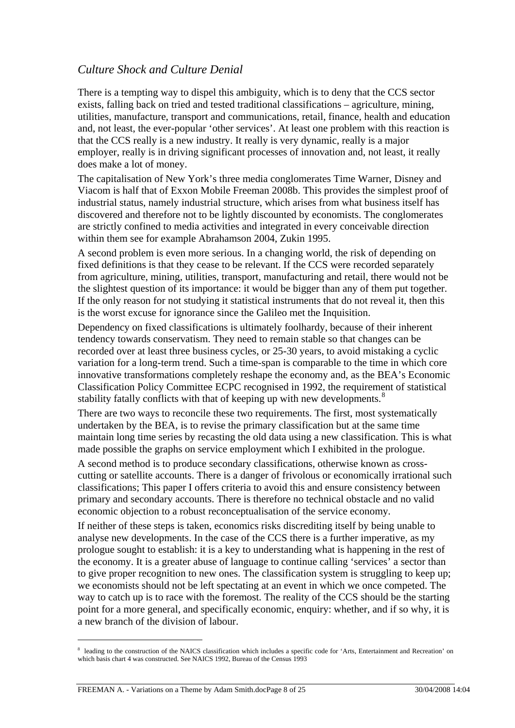## *Culture Shock and Culture Denial*

There is a tempting way to dispel this ambiguity, which is to deny that the CCS sector exists, falling back on tried and tested traditional classifications – agriculture, mining, utilities, manufacture, transport and communications, retail, finance, health and education and, not least, the ever-popular 'other services'. At least one problem with this reaction is that the CCS really is a new industry. It really is very dynamic, really is a major employer, really is in driving significant processes of innovation and, not least, it really does make a lot of money.

The capitalisation of New York's three media conglomerates Time Warner, Disney and Viacom is half that of Exxon Mobile Freeman 2008b. This provides the simplest proof of industrial status, namely industrial structure, which arises from what business itself has discovered and therefore not to be lightly discounted by economists. The conglomerates are strictly confined to media activities and integrated in every conceivable direction within them see for example Abrahamson 2004, Zukin 1995.

A second problem is even more serious. In a changing world, the risk of depending on fixed definitions is that they cease to be relevant. If the CCS were recorded separately from agriculture, mining, utilities, transport, manufacturing and retail, there would not be the slightest question of its importance: it would be bigger than any of them put together. If the only reason for not studying it statistical instruments that do not reveal it, then this is the worst excuse for ignorance since the Galileo met the Inquisition.

Dependency on fixed classifications is ultimately foolhardy, because of their inherent tendency towards conservatism. They need to remain stable so that changes can be recorded over at least three business cycles, or 25-30 years, to avoid mistaking a cyclic variation for a long-term trend. Such a time-span is comparable to the time in which core innovative transformations completely reshape the economy and, as the BEA's Economic Classification Policy Committee ECPC recognised in 1992, the requirement of statistical stability fatally conflicts with that of keeping up with new developments.[8]

There are two ways to reconcile these two requirements. The first, most systematically undertaken by the BEA, is to revise the primary classification but at the same time maintain long time series by recasting the old data using a new classification. This is what made possible the graphs on service employment which I exhibited in the prologue.

A second method is to produce secondary classifications, otherwise known as cross-cutting or satellite accounts. There is a danger of frivolous or economically irrational such classifications; This paper I offers criteria to avoid this and ensure consistency between primary and secondary accounts. There is therefore no technical obstacle and no valid economic objection to a robust reconceptualisation of the service economy.

If neither of these steps is taken, economics risks discrediting itself by being unable to analyse new developments. In the case of the CCS there is a further imperative, as my prologue sought to establish: it is a key to understanding what is happening in the rest of the economy. It is a greater abuse of language to continue calling 'services' a sector than to give proper recognition to new ones. The classification system is struggling to keep up; we economists should not be left spectating at an event in which we once competed. The way to catch up is to race with the foremost. The reality of the CCS should be the starting point for a more general, and specifically economic, enquiry: whether, and if so why, it is a new branch of the division of labour.

---

[8] leading to the construction of the NAICS classification which includes a specific code for 'Arts, Entertainment and Recreation' on which basis chart 4 was constructed. See NAICS 1992, Bureau of the Census 1993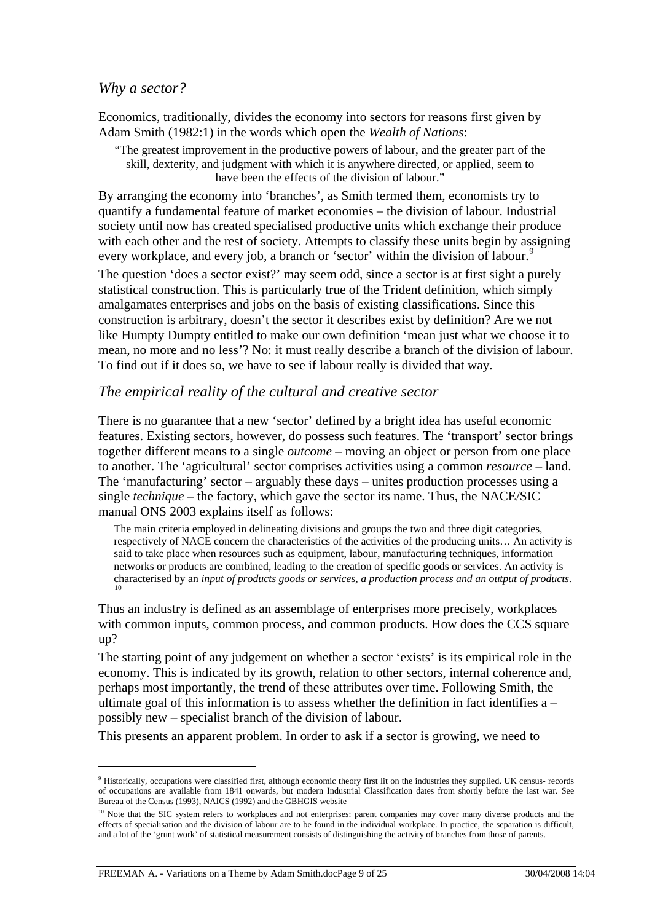## *Why a sector?*

Economics, traditionally, divides the economy into sectors for reasons first given by Adam Smith (1982:1) in the words which open the *Wealth of Nations*:

> "The greatest improvement in the productive powers of labour, and the greater part of the skill, dexterity, and judgment with which it is anywhere directed, or applied, seem to have been the effects of the division of labour."

By arranging the economy into 'branches', as Smith termed them, economists try to quantify a fundamental feature of market economies – the division of labour. Industrial society until now has created specialised productive units which exchange their produce with each other and the rest of society. Attempts to classify these units begin by assigning every workplace, and every job, a branch or 'sector' within the division of labour.[9]

The question 'does a sector exist?' may seem odd, since a sector is at first sight a purely statistical construction. This is particularly true of the Trident definition, which simply amalgamates enterprises and jobs on the basis of existing classifications. Since this construction is arbitrary, doesn't the sector it describes exist by definition? Are we not like Humpty Dumpty entitled to make our own definition 'mean just what we choose it to mean, no more and no less'? No: it must really describe a branch of the division of labour. To find out if it does so, we have to see if labour really is divided that way.

## *The empirical reality of the cultural and creative sector*

There is no guarantee that a new 'sector' defined by a bright idea has useful economic features. Existing sectors, however, do possess such features. The 'transport' sector brings together different means to a single *outcome* – moving an object or person from one place to another. The 'agricultural' sector comprises activities using a common *resource* – land. The 'manufacturing' sector – arguably these days – unites production processes using a single *technique* – the factory, which gave the sector its name. Thus, the NACE/SIC manual ONS 2003 explains itself as follows:

> The main criteria employed in delineating divisions and groups the two and three digit categories, respectively of NACE concern the characteristics of the activities of the producing units… An activity is said to take place when resources such as equipment, labour, manufacturing techniques, information networks or products are combined, leading to the creation of specific goods or services. An activity is characterised by an *input of products goods or services, a production process and an output of products.*[10]

Thus an industry is defined as an assemblage of enterprises more precisely, workplaces with common inputs, common process, and common products. How does the CCS square up?

The starting point of any judgement on whether a sector 'exists' is its empirical role in the economy. This is indicated by its growth, relation to other sectors, internal coherence and, perhaps most importantly, the trend of these attributes over time. Following Smith, the ultimate goal of this information is to assess whether the definition in fact identifies a – possibly new – specialist branch of the division of labour.

This presents an apparent problem. In order to ask if a sector is growing, we need to

---

[9] Historically, occupations were classified first, although economic theory first lit on the industries they supplied. UK census- records of occupations are available from 1841 onwards, but modern Industrial Classification dates from shortly before the last war. See Bureau of the Census (1993), NAICS (1992) and the GBHGIS website

[10] Note that the SIC system refers to workplaces and not enterprises: parent companies may cover many diverse products and the effects of specialisation and the division of labour are to be found in the individual workplace. In practice, the separation is difficult, and a lot of the 'grunt work' of statistical measurement consists of distinguishing the activity of branches from those of parents.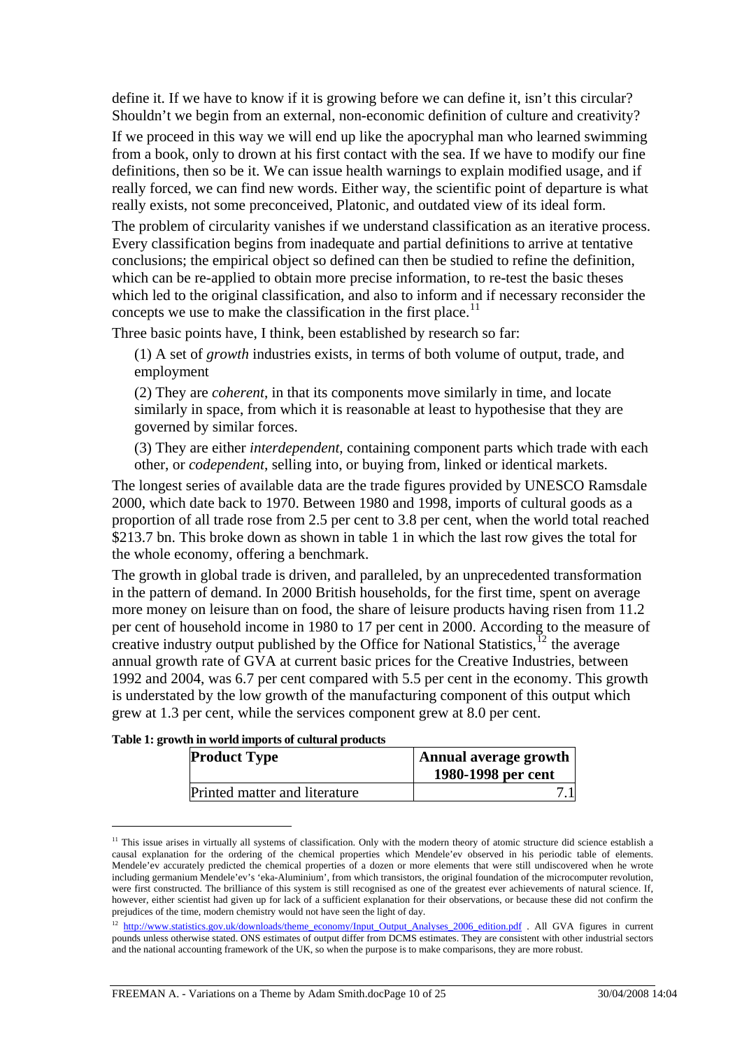define it. If we have to know if it is growing before we can define it, isn't this circular? Shouldn't we begin from an external, non-economic definition of culture and creativity?

If we proceed in this way we will end up like the apocryphal man who learned swimming from a book, only to drown at his first contact with the sea. If we have to modify our fine definitions, then so be it. We can issue health warnings to explain modified usage, and if really forced, we can find new words. Either way, the scientific point of departure is what really exists, not some preconceived, Platonic, and outdated view of its ideal form.

The problem of circularity vanishes if we understand classification as an iterative process. Every classification begins from inadequate and partial definitions to arrive at tentative conclusions; the empirical object so defined can then be studied to refine the definition, which can be re-applied to obtain more precise information, to re-test the basic theses which led to the original classification, and also to inform and if necessary reconsider the concepts we use to make the classification in the first place.[11]

Three basic points have, I think, been established by research so far:

(1) A set of *growth* industries exists, in terms of both volume of output, trade, and employment

(2) They are *coherent*, in that its components move similarly in time, and locate similarly in space, from which it is reasonable at least to hypothesise that they are governed by similar forces.

(3) They are either *interdependent*, containing component parts which trade with each other, or *codependent*, selling into, or buying from, linked or identical markets.

The longest series of available data are the trade figures provided by UNESCO Ramsdale 2000, which date back to 1970. Between 1980 and 1998, imports of cultural goods as a proportion of all trade rose from 2.5 per cent to 3.8 per cent, when the world total reached \$213.7 bn. This broke down as shown in table 1 in which the last row gives the total for the whole economy, offering a benchmark.

The growth in global trade is driven, and paralleled, by an unprecedented transformation in the pattern of demand. In 2000 British households, for the first time, spent on average more money on leisure than on food, the share of leisure products having risen from 11.2 per cent of household income in 1980 to 17 per cent in 2000. According to the measure of creative industry output published by the Office for National Statistics,[12] the average annual growth rate of GVA at current basic prices for the Creative Industries, between 1992 and 2004, was 6.7 per cent compared with 5.5 per cent in the economy. This growth is understated by the low growth of the manufacturing component of this output which grew at 1.3 per cent, while the services component grew at 8.0 per cent.

**Table 1: growth in world imports of cultural products**

| Product Type | Annual average growth 1980-1998 per cent |
|---|---|
| Printed matter and literature | 7.1 |

[11] This issue arises in virtually all systems of classification. Only with the modern theory of atomic structure did science establish a causal explanation for the ordering of the chemical properties which Mendele'ev observed in his periodic table of elements. Mendele'ev accurately predicted the chemical properties of a dozen or more elements that were still undiscovered when he wrote including germanium Mendele'ev's 'eka-Aluminium', from which transistors, the original foundation of the microcomputer revolution, were first constructed. The brilliance of this system is still recognised as one of the greatest ever achievements of natural science. If, however, either scientist had given up for lack of a sufficient explanation for their observations, or because these did not confirm the prejudices of the time, modern chemistry would not have seen the light of day.

[12] http://www.statistics.gov.uk/downloads/theme_economy/Input_Output_Analyses_2006_edition.pdf . All GVA figures in current pounds unless otherwise stated. ONS estimates of output differ from DCMS estimates. They are consistent with other industrial sectors and the national accounting framework of the UK, so when the purpose is to make comparisons, they are more robust.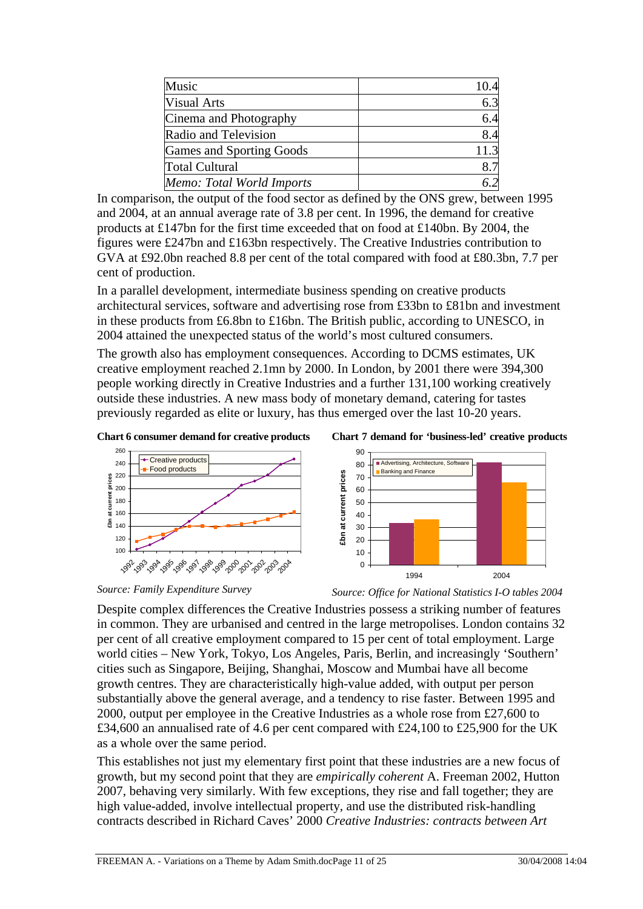| Music | 10.4 |
|---|---|
| Visual Arts | 6.3 |
| Cinema and Photography | 6.4 |
| Radio and Television | 8.4 |
| Games and Sporting Goods | 11.3 |
| Total Cultural | 8.7 |
| *Memo: Total World Imports* | *6.2* |

In comparison, the output of the food sector as defined by the ONS grew, between 1995 and 2004, at an annual average rate of 3.8 per cent. In 1996, the demand for creative products at £147bn for the first time exceeded that on food at £140bn. By 2004, the figures were £247bn and £163bn respectively. The Creative Industries contribution to GVA at £92.0bn reached 8.8 per cent of the total compared with food at £80.3bn, 7.7 per cent of production.

In a parallel development, intermediate business spending on creative products architectural services, software and advertising rose from £33bn to £81bn and investment in these products from £6.8bn to £16bn. The British public, according to UNESCO, in 2004 attained the unexpected status of the world's most cultured consumers.

The growth also has employment consequences. According to DCMS estimates, UK creative employment reached 2.1mn by 2000. In London, by 2001 there were 394,300 people working directly in Creative Industries and a further 131,100 working creatively outside these industries. A new mass body of monetary demand, catering for tastes previously regarded as elite or luxury, has thus emerged over the last 10-20 years.

**Chart 6 consumer demand for creative products**

*Source: Family Expenditure Survey*

**Chart 7 demand for 'business-led' creative products**

*Source: Office for National Statistics I-O tables 2004*

Despite complex differences the Creative Industries possess a striking number of features in common. They are urbanised and centred in the large metropolises. London contains 32 per cent of all creative employment compared to 15 per cent of total employment. Large world cities – New York, Tokyo, Los Angeles, Paris, Berlin, and increasingly 'Southern' cities such as Singapore, Beijing, Shanghai, Moscow and Mumbai have all become growth centres. They are characteristically high-value added, with output per person substantially above the general average, and a tendency to rise faster. Between 1995 and 2000, output per employee in the Creative Industries as a whole rose from £27,600 to £34,600 an annualised rate of 4.6 per cent compared with £24,100 to £25,900 for the UK as a whole over the same period.

This establishes not just my elementary first point that these industries are a new focus of growth, but my second point that they are *empirically coherent* A. Freeman 2002, Hutton 2007, behaving very similarly. With few exceptions, they rise and fall together; they are high value-added, involve intellectual property, and use the distributed risk-handling contracts described in Richard Caves' 2000 *Creative Industries: contracts between Art*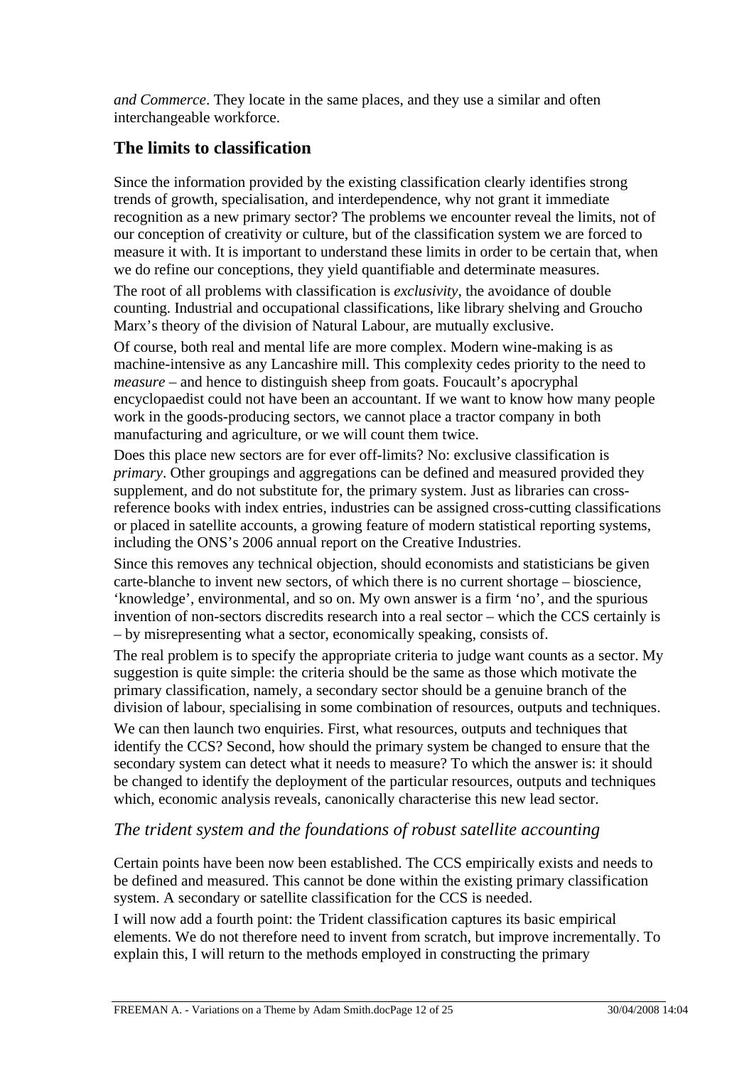*and Commerce*. They locate in the same places, and they use a similar and often interchangeable workforce.

## The limits to classification

Since the information provided by the existing classification clearly identifies strong trends of growth, specialisation, and interdependence, why not grant it immediate recognition as a new primary sector? The problems we encounter reveal the limits, not of our conception of creativity or culture, but of the classification system we are forced to measure it with. It is important to understand these limits in order to be certain that, when we do refine our conceptions, they yield quantifiable and determinate measures.

The root of all problems with classification is *exclusivity*, the avoidance of double counting. Industrial and occupational classifications, like library shelving and Groucho Marx's theory of the division of Natural Labour, are mutually exclusive.

Of course, both real and mental life are more complex. Modern wine-making is as machine-intensive as any Lancashire mill. This complexity cedes priority to the need to *measure* – and hence to distinguish sheep from goats. Foucault's apocryphal encyclopaedist could not have been an accountant. If we want to know how many people work in the goods-producing sectors, we cannot place a tractor company in both manufacturing and agriculture, or we will count them twice.

Does this place new sectors are for ever off-limits? No: exclusive classification is *primary*. Other groupings and aggregations can be defined and measured provided they supplement, and do not substitute for, the primary system. Just as libraries can cross-reference books with index entries, industries can be assigned cross-cutting classifications or placed in satellite accounts, a growing feature of modern statistical reporting systems, including the ONS's 2006 annual report on the Creative Industries.

Since this removes any technical objection, should economists and statisticians be given carte-blanche to invent new sectors, of which there is no current shortage – bioscience, 'knowledge', environmental, and so on. My own answer is a firm 'no', and the spurious invention of non-sectors discredits research into a real sector – which the CCS certainly is – by misrepresenting what a sector, economically speaking, consists of.

The real problem is to specify the appropriate criteria to judge want counts as a sector. My suggestion is quite simple: the criteria should be the same as those which motivate the primary classification, namely, a secondary sector should be a genuine branch of the division of labour, specialising in some combination of resources, outputs and techniques.

We can then launch two enquiries. First, what resources, outputs and techniques that identify the CCS? Second, how should the primary system be changed to ensure that the secondary system can detect what it needs to measure? To which the answer is: it should be changed to identify the deployment of the particular resources, outputs and techniques which, economic analysis reveals, canonically characterise this new lead sector.

### *The trident system and the foundations of robust satellite accounting*

Certain points have been now been established. The CCS empirically exists and needs to be defined and measured. This cannot be done within the existing primary classification system. A secondary or satellite classification for the CCS is needed.

I will now add a fourth point: the Trident classification captures its basic empirical elements. We do not therefore need to invent from scratch, but improve incrementally. To explain this, I will return to the methods employed in constructing the primary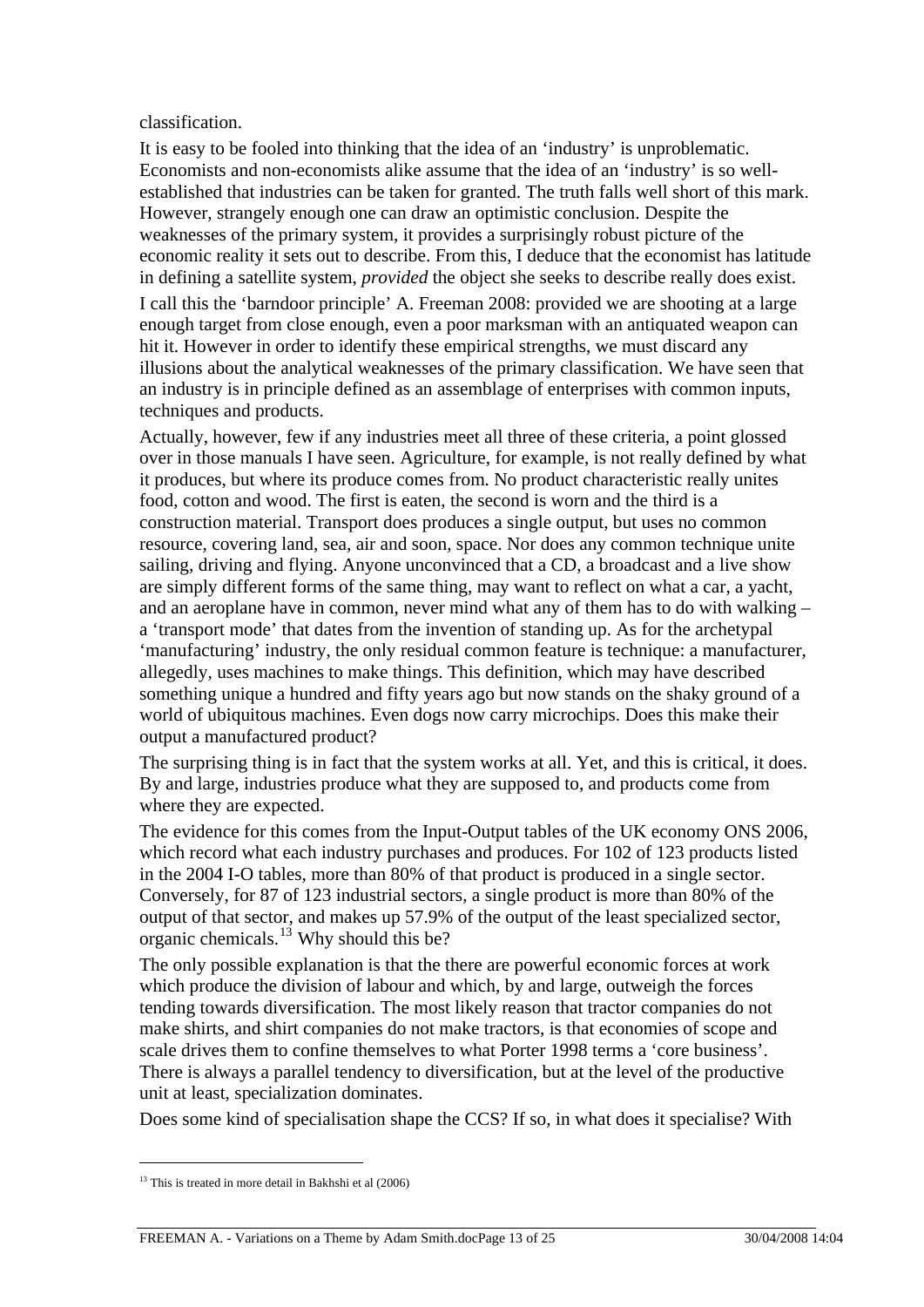classification.

It is easy to be fooled into thinking that the idea of an 'industry' is unproblematic. Economists and non-economists alike assume that the idea of an 'industry' is so well-established that industries can be taken for granted. The truth falls well short of this mark. However, strangely enough one can draw an optimistic conclusion. Despite the weaknesses of the primary system, it provides a surprisingly robust picture of the economic reality it sets out to describe. From this, I deduce that the economist has latitude in defining a satellite system, *provided* the object she seeks to describe really does exist.

I call this the 'barndoor principle' A. Freeman 2008: provided we are shooting at a large enough target from close enough, even a poor marksman with an antiquated weapon can hit it. However in order to identify these empirical strengths, we must discard any illusions about the analytical weaknesses of the primary classification. We have seen that an industry is in principle defined as an assemblage of enterprises with common inputs, techniques and products.

Actually, however, few if any industries meet all three of these criteria, a point glossed over in those manuals I have seen. Agriculture, for example, is not really defined by what it produces, but where its produce comes from. No product characteristic really unites food, cotton and wood. The first is eaten, the second is worn and the third is a construction material. Transport does produces a single output, but uses no common resource, covering land, sea, air and soon, space. Nor does any common technique unite sailing, driving and flying. Anyone unconvinced that a CD, a broadcast and a live show are simply different forms of the same thing, may want to reflect on what a car, a yacht, and an aeroplane have in common, never mind what any of them has to do with walking – a 'transport mode' that dates from the invention of standing up. As for the archetypal 'manufacturing' industry, the only residual common feature is technique: a manufacturer, allegedly, uses machines to make things. This definition, which may have described something unique a hundred and fifty years ago but now stands on the shaky ground of a world of ubiquitous machines. Even dogs now carry microchips. Does this make their output a manufactured product?

The surprising thing is in fact that the system works at all. Yet, and this is critical, it does. By and large, industries produce what they are supposed to, and products come from where they are expected.

The evidence for this comes from the Input-Output tables of the UK economy ONS 2006, which record what each industry purchases and produces. For 102 of 123 products listed in the 2004 I-O tables, more than 80% of that product is produced in a single sector. Conversely, for 87 of 123 industrial sectors, a single product is more than 80% of the output of that sector, and makes up 57.9% of the output of the least specialized sector, organic chemicals.[13] Why should this be?

The only possible explanation is that the there are powerful economic forces at work which produce the division of labour and which, by and large, outweigh the forces tending towards diversification. The most likely reason that tractor companies do not make shirts, and shirt companies do not make tractors, is that economies of scope and scale drives them to confine themselves to what Porter 1998 terms a 'core business'. There is always a parallel tendency to diversification, but at the level of the productive unit at least, specialization dominates.

Does some kind of specialisation shape the CCS? If so, in what does it specialise? With

[13] This is treated in more detail in Bakhshi et al (2006)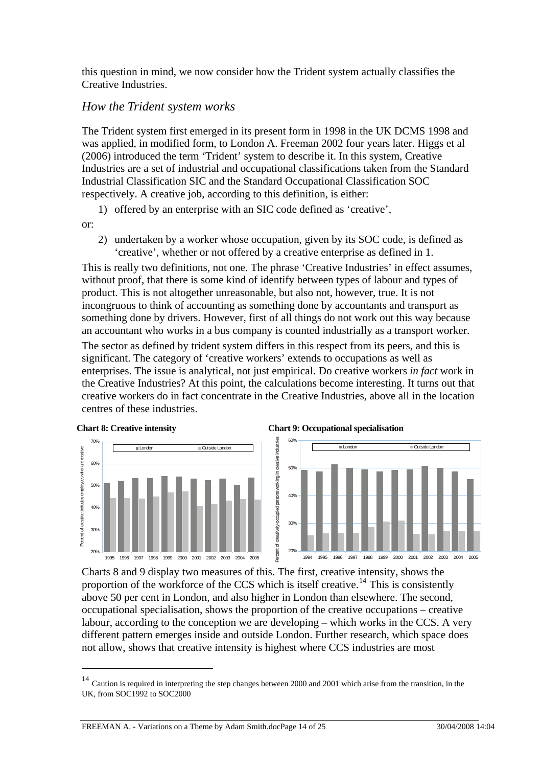this question in mind, we now consider how the Trident system actually classifies the Creative Industries.

## *How the Trident system works*

The Trident system first emerged in its present form in 1998 in the UK DCMS 1998 and was applied, in modified form, to London A. Freeman 2002 four years later. Higgs et al (2006) introduced the term 'Trident' system to describe it. In this system, Creative Industries are a set of industrial and occupational classifications taken from the Standard Industrial Classification SIC and the Standard Occupational Classification SOC respectively. A creative job, according to this definition, is either:

1) offered by an enterprise with an SIC code defined as 'creative',

or:

2) undertaken by a worker whose occupation, given by its SOC code, is defined as 'creative', whether or not offered by a creative enterprise as defined in 1.

This is really two definitions, not one. The phrase 'Creative Industries' in effect assumes, without proof, that there is some kind of identify between types of labour and types of product. This is not altogether unreasonable, but also not, however, true. It is not incongruous to think of accounting as something done by accountants and transport as something done by drivers. However, first of all things do not work out this way because an accountant who works in a bus company is counted industrially as a transport worker.

The sector as defined by trident system differs in this respect from its peers, and this is significant. The category of 'creative workers' extends to occupations as well as enterprises. The issue is analytical, not just empirical. Do creative workers *in fact* work in the Creative Industries? At this point, the calculations become interesting. It turns out that creative workers do in fact concentrate in the Creative Industries, above all in the location centres of these industries.

**Chart 8: Creative intensity**

**Chart 9: Occupational specialisation**

Charts 8 and 9 display two measures of this. The first, creative intensity, shows the proportion of the workforce of the CCS which is itself creative.[14] This is consistently above 50 per cent in London, and also higher in London than elsewhere. The second, occupational specialisation, shows the proportion of the creative occupations – creative labour, according to the conception we are developing – which works in the CCS. A very different pattern emerges inside and outside London. Further research, which space does not allow, shows that creative intensity is highest where CCS industries are most

[14] Caution is required in interpreting the step changes between 2000 and 2001 which arise from the transition, in the UK, from SOC1992 to SOC2000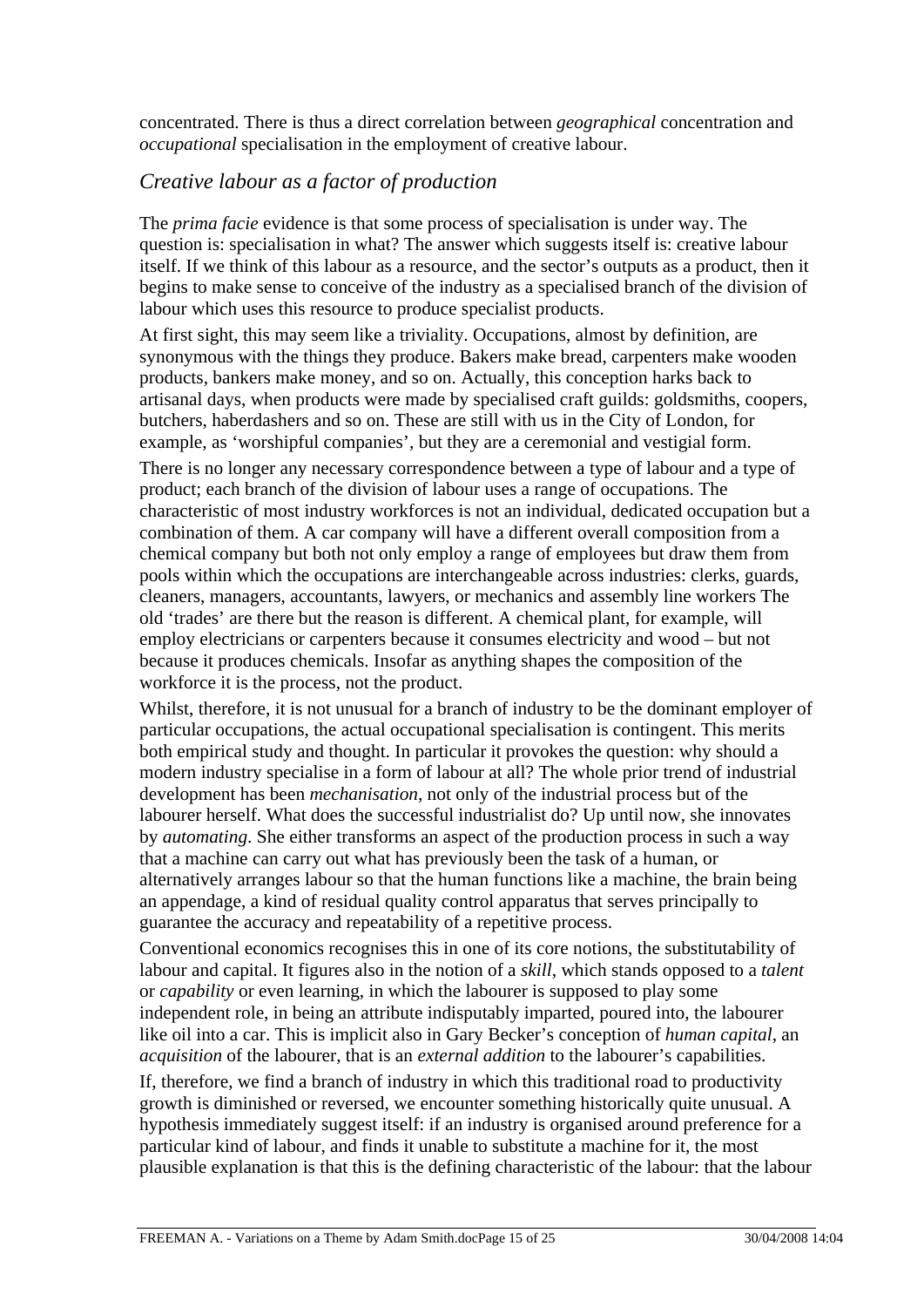concentrated. There is thus a direct correlation between *geographical* concentration and *occupational* specialisation in the employment of creative labour.

## *Creative labour as a factor of production*

The *prima facie* evidence is that some process of specialisation is under way. The question is: specialisation in what? The answer which suggests itself is: creative labour itself. If we think of this labour as a resource, and the sector's outputs as a product, then it begins to make sense to conceive of the industry as a specialised branch of the division of labour which uses this resource to produce specialist products.

At first sight, this may seem like a triviality. Occupations, almost by definition, are synonymous with the things they produce. Bakers make bread, carpenters make wooden products, bankers make money, and so on. Actually, this conception harks back to artisanal days, when products were made by specialised craft guilds: goldsmiths, coopers, butchers, haberdashers and so on. These are still with us in the City of London, for example, as 'worshipful companies', but they are a ceremonial and vestigial form.

There is no longer any necessary correspondence between a type of labour and a type of product; each branch of the division of labour uses a range of occupations. The characteristic of most industry workforces is not an individual, dedicated occupation but a combination of them. A car company will have a different overall composition from a chemical company but both not only employ a range of employees but draw them from pools within which the occupations are interchangeable across industries: clerks, guards, cleaners, managers, accountants, lawyers, or mechanics and assembly line workers The old 'trades' are there but the reason is different. A chemical plant, for example, will employ electricians or carpenters because it consumes electricity and wood – but not because it produces chemicals. Insofar as anything shapes the composition of the workforce it is the process, not the product.

Whilst, therefore, it is not unusual for a branch of industry to be the dominant employer of particular occupations, the actual occupational specialisation is contingent. This merits both empirical study and thought. In particular it provokes the question: why should a modern industry specialise in a form of labour at all? The whole prior trend of industrial development has been *mechanisation*, not only of the industrial process but of the labourer herself. What does the successful industrialist do? Up until now, she innovates by *automating*. She either transforms an aspect of the production process in such a way that a machine can carry out what has previously been the task of a human, or alternatively arranges labour so that the human functions like a machine, the brain being an appendage, a kind of residual quality control apparatus that serves principally to guarantee the accuracy and repeatability of a repetitive process.

Conventional economics recognises this in one of its core notions, the substitutability of labour and capital. It figures also in the notion of a *skill*, which stands opposed to a *talent* or *capability* or even learning, in which the labourer is supposed to play some independent role, in being an attribute indisputably imparted, poured into, the labourer like oil into a car. This is implicit also in Gary Becker's conception of *human capital*, an *acquisition* of the labourer, that is an *external addition* to the labourer's capabilities.

If, therefore, we find a branch of industry in which this traditional road to productivity growth is diminished or reversed, we encounter something historically quite unusual. A hypothesis immediately suggest itself: if an industry is organised around preference for a particular kind of labour, and finds it unable to substitute a machine for it, the most plausible explanation is that this is the defining characteristic of the labour: that the labour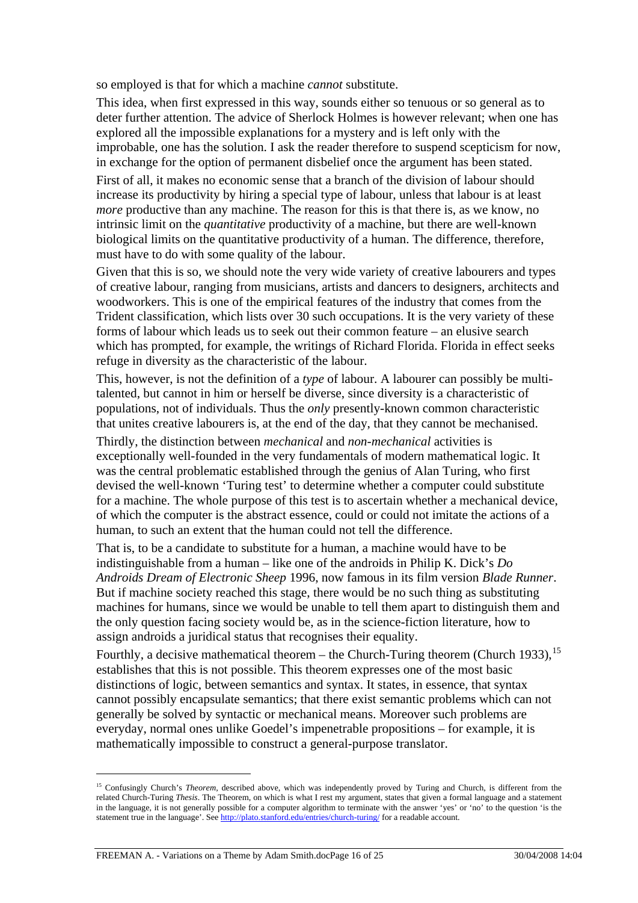so employed is that for which a machine *cannot* substitute.

This idea, when first expressed in this way, sounds either so tenuous or so general as to deter further attention. The advice of Sherlock Holmes is however relevant; when one has explored all the impossible explanations for a mystery and is left only with the improbable, one has the solution. I ask the reader therefore to suspend scepticism for now, in exchange for the option of permanent disbelief once the argument has been stated.

First of all, it makes no economic sense that a branch of the division of labour should increase its productivity by hiring a special type of labour, unless that labour is at least *more* productive than any machine. The reason for this is that there is, as we know, no intrinsic limit on the *quantitative* productivity of a machine, but there are well-known biological limits on the quantitative productivity of a human. The difference, therefore, must have to do with some quality of the labour.

Given that this is so, we should note the very wide variety of creative labourers and types of creative labour, ranging from musicians, artists and dancers to designers, architects and woodworkers. This is one of the empirical features of the industry that comes from the Trident classification, which lists over 30 such occupations. It is the very variety of these forms of labour which leads us to seek out their common feature – an elusive search which has prompted, for example, the writings of Richard Florida. Florida in effect seeks refuge in diversity as the characteristic of the labour.

This, however, is not the definition of a *type* of labour. A labourer can possibly be multi-talented, but cannot in him or herself be diverse, since diversity is a characteristic of populations, not of individuals. Thus the *only* presently-known common characteristic that unites creative labourers is, at the end of the day, that they cannot be mechanised.

Thirdly, the distinction between *mechanical* and *non-mechanical* activities is exceptionally well-founded in the very fundamentals of modern mathematical logic. It was the central problematic established through the genius of Alan Turing, who first devised the well-known 'Turing test' to determine whether a computer could substitute for a machine. The whole purpose of this test is to ascertain whether a mechanical device, of which the computer is the abstract essence, could or could not imitate the actions of a human, to such an extent that the human could not tell the difference.

That is, to be a candidate to substitute for a human, a machine would have to be indistinguishable from a human – like one of the androids in Philip K. Dick's *Do Androids Dream of Electronic Sheep* 1996, now famous in its film version *Blade Runner*. But if machine society reached this stage, there would be no such thing as substituting machines for humans, since we would be unable to tell them apart to distinguish them and the only question facing society would be, as in the science-fiction literature, how to assign androids a juridical status that recognises their equality.

Fourthly, a decisive mathematical theorem – the Church-Turing theorem (Church 1933),[15] establishes that this is not possible. This theorem expresses one of the most basic distinctions of logic, between semantics and syntax. It states, in essence, that syntax cannot possibly encapsulate semantics; that there exist semantic problems which can not generally be solved by syntactic or mechanical means. Moreover such problems are everyday, normal ones unlike Goedel's impenetrable propositions – for example, it is mathematically impossible to construct a general-purpose translator.

---

[15] Confusingly Church's *Theorem*, described above, which was independently proved by Turing and Church, is different from the related Church-Turing *Thesis*. The Theorem, on which is rest my argument, states that given a formal language and a statement in the language, it is not generally possible for a computer algorithm to terminate with the answer 'yes' or 'no' to the question 'is the statement true in the language'. See http://plato.stanford.edu/entries/church-turing/ for a readable account.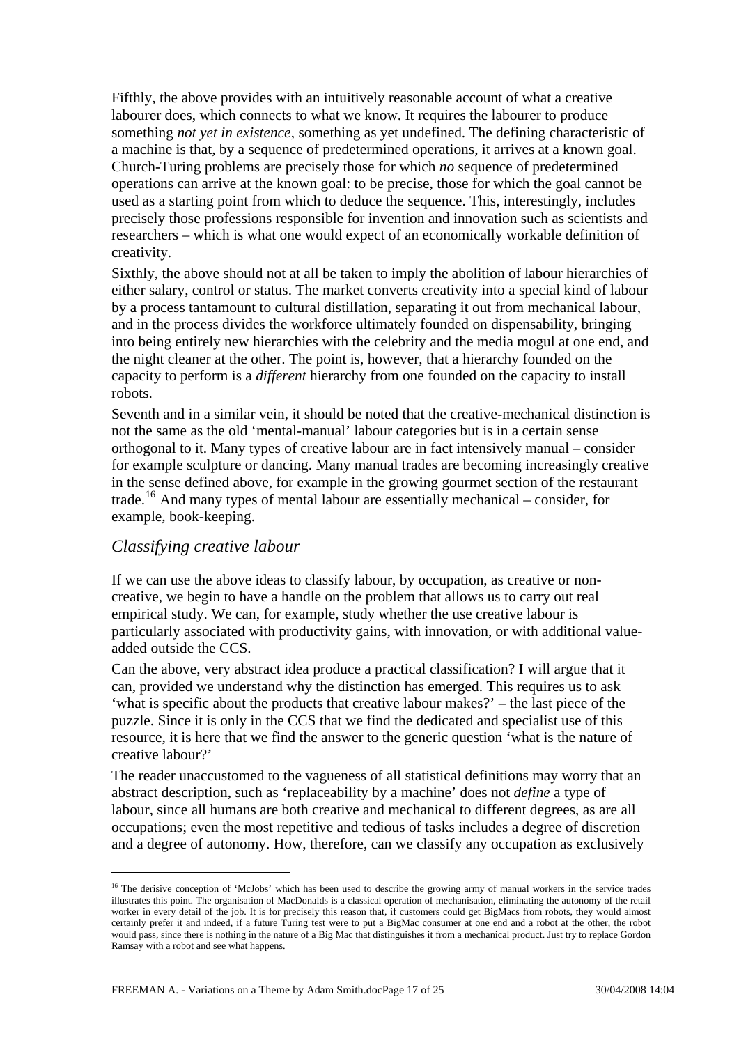Fifthly, the above provides with an intuitively reasonable account of what a creative labourer does, which connects to what we know. It requires the labourer to produce something *not yet in existence*, something as yet undefined. The defining characteristic of a machine is that, by a sequence of predetermined operations, it arrives at a known goal. Church-Turing problems are precisely those for which *no* sequence of predetermined operations can arrive at the known goal: to be precise, those for which the goal cannot be used as a starting point from which to deduce the sequence. This, interestingly, includes precisely those professions responsible for invention and innovation such as scientists and researchers – which is what one would expect of an economically workable definition of creativity.

Sixthly, the above should not at all be taken to imply the abolition of labour hierarchies of either salary, control or status. The market converts creativity into a special kind of labour by a process tantamount to cultural distillation, separating it out from mechanical labour, and in the process divides the workforce ultimately founded on dispensability, bringing into being entirely new hierarchies with the celebrity and the media mogul at one end, and the night cleaner at the other. The point is, however, that a hierarchy founded on the capacity to perform is a *different* hierarchy from one founded on the capacity to install robots.

Seventh and in a similar vein, it should be noted that the creative-mechanical distinction is not the same as the old 'mental-manual' labour categories but is in a certain sense orthogonal to it. Many types of creative labour are in fact intensively manual – consider for example sculpture or dancing. Many manual trades are becoming increasingly creative in the sense defined above, for example in the growing gourmet section of the restaurant trade.[16] And many types of mental labour are essentially mechanical – consider, for example, book-keeping.

## *Classifying creative labour*

If we can use the above ideas to classify labour, by occupation, as creative or non-creative, we begin to have a handle on the problem that allows us to carry out real empirical study. We can, for example, study whether the use creative labour is particularly associated with productivity gains, with innovation, or with additional value-added outside the CCS.

Can the above, very abstract idea produce a practical classification? I will argue that it can, provided we understand why the distinction has emerged. This requires us to ask 'what is specific about the products that creative labour makes?' – the last piece of the puzzle. Since it is only in the CCS that we find the dedicated and specialist use of this resource, it is here that we find the answer to the generic question 'what is the nature of creative labour?'

The reader unaccustomed to the vagueness of all statistical definitions may worry that an abstract description, such as 'replaceability by a machine' does not *define* a type of labour, since all humans are both creative and mechanical to different degrees, as are all occupations; even the most repetitive and tedious of tasks includes a degree of discretion and a degree of autonomy. How, therefore, can we classify any occupation as exclusively

---

[16] The derisive conception of 'McJobs' which has been used to describe the growing army of manual workers in the service trades illustrates this point. The organisation of MacDonalds is a classical operation of mechanisation, eliminating the autonomy of the retail worker in every detail of the job. It is for precisely this reason that, if customers could get BigMacs from robots, they would almost certainly prefer it and indeed, if a future Turing test were to put a BigMac consumer at one end and a robot at the other, the robot would pass, since there is nothing in the nature of a Big Mac that distinguishes it from a mechanical product. Just try to replace Gordon Ramsay with a robot and see what happens.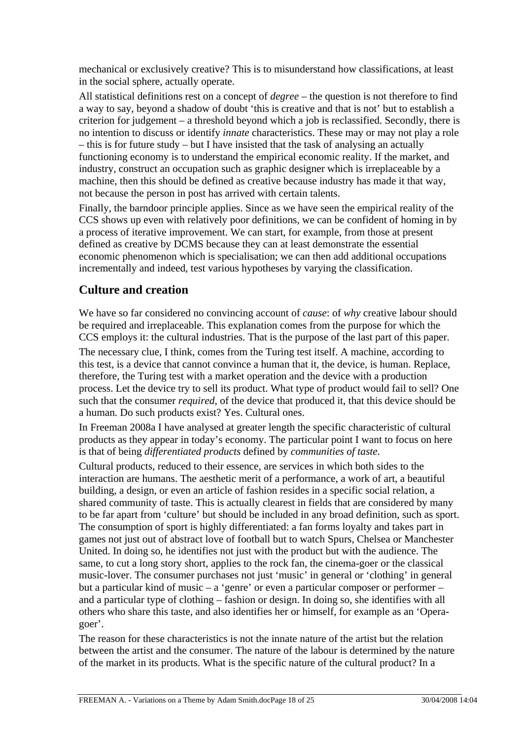mechanical or exclusively creative? This is to misunderstand how classifications, at least in the social sphere, actually operate.

All statistical definitions rest on a concept of *degree* – the question is not therefore to find a way to say, beyond a shadow of doubt 'this is creative and that is not' but to establish a criterion for judgement – a threshold beyond which a job is reclassified. Secondly, there is no intention to discuss or identify *innate* characteristics. These may or may not play a role – this is for future study – but I have insisted that the task of analysing an actually functioning economy is to understand the empirical economic reality. If the market, and industry, construct an occupation such as graphic designer which is irreplaceable by a machine, then this should be defined as creative because industry has made it that way, not because the person in post has arrived with certain talents.

Finally, the barndoor principle applies. Since as we have seen the empirical reality of the CCS shows up even with relatively poor definitions, we can be confident of homing in by a process of iterative improvement. We can start, for example, from those at present defined as creative by DCMS because they can at least demonstrate the essential economic phenomenon which is specialisation; we can then add additional occupations incrementally and indeed, test various hypotheses by varying the classification.

## Culture and creation

We have so far considered no convincing account of *cause*: of *why* creative labour should be required and irreplaceable. This explanation comes from the purpose for which the CCS employs it: the cultural industries. That is the purpose of the last part of this paper.

The necessary clue, I think, comes from the Turing test itself. A machine, according to this test, is a device that cannot convince a human that it, the device, is human. Replace, therefore, the Turing test with a market operation and the device with a production process. Let the device try to sell its product. What type of product would fail to sell? One such that the consumer *required*, of the device that produced it, that this device should be a human. Do such products exist? Yes. Cultural ones.

In Freeman 2008a I have analysed at greater length the specific characteristic of cultural products as they appear in today's economy. The particular point I want to focus on here is that of being *differentiated products* defined by *communities of taste.*

Cultural products, reduced to their essence, are services in which both sides to the interaction are humans. The aesthetic merit of a performance, a work of art, a beautiful building, a design, or even an article of fashion resides in a specific social relation, a shared community of taste. This is actually clearest in fields that are considered by many to be far apart from 'culture' but should be included in any broad definition, such as sport. The consumption of sport is highly differentiated: a fan forms loyalty and takes part in games not just out of abstract love of football but to watch Spurs, Chelsea or Manchester United. In doing so, he identifies not just with the product but with the audience. The same, to cut a long story short, applies to the rock fan, the cinema-goer or the classical music-lover. The consumer purchases not just 'music' in general or 'clothing' in general but a particular kind of music – a 'genre' or even a particular composer or performer – and a particular type of clothing – fashion or design. In doing so, she identifies with all others who share this taste, and also identifies her or himself, for example as an 'Opera-goer'.

The reason for these characteristics is not the innate nature of the artist but the relation between the artist and the consumer. The nature of the labour is determined by the nature of the market in its products. What is the specific nature of the cultural product? In a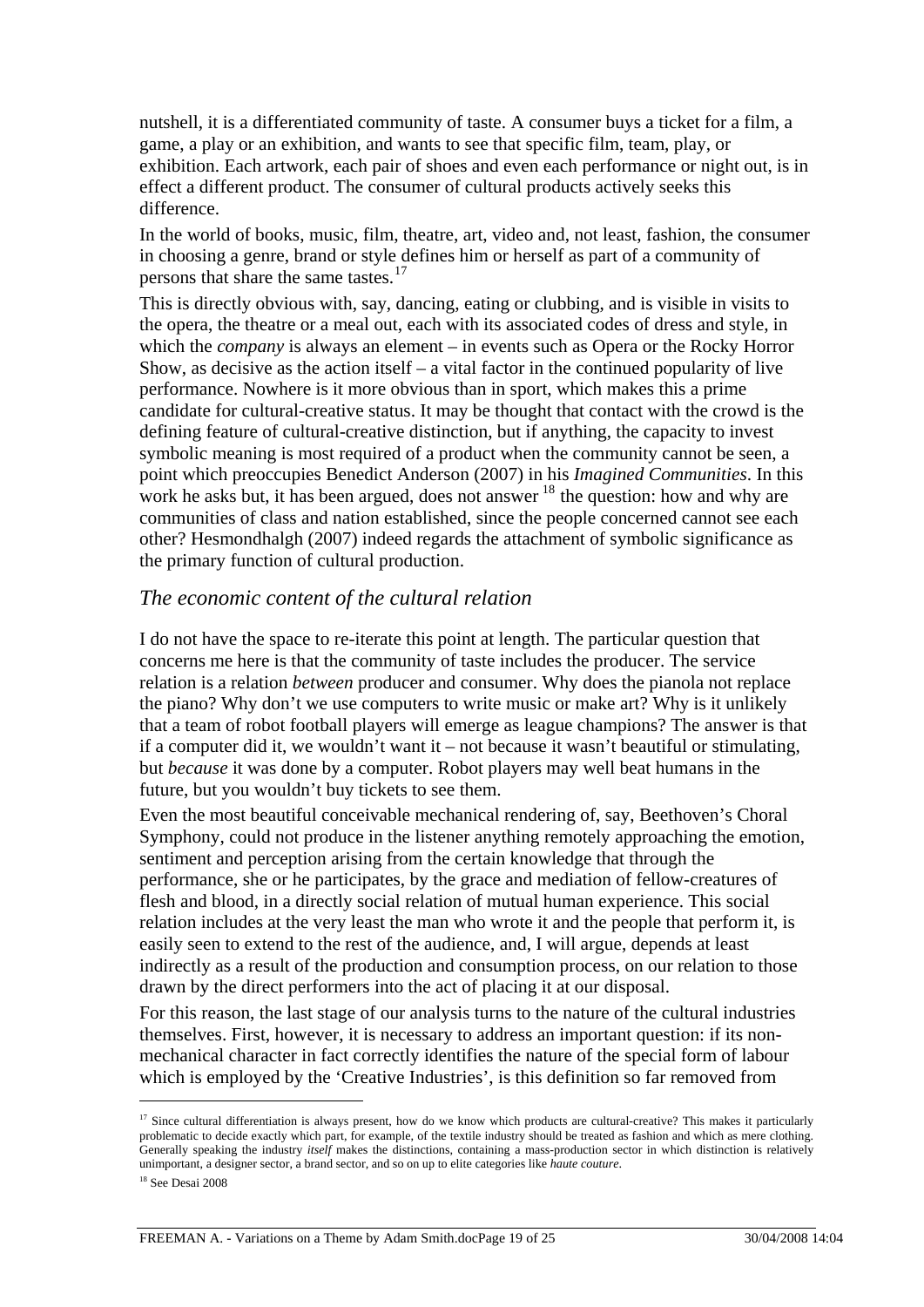nutshell, it is a differentiated community of taste. A consumer buys a ticket for a film, a game, a play or an exhibition, and wants to see that specific film, team, play, or exhibition. Each artwork, each pair of shoes and even each performance or night out, is in effect a different product. The consumer of cultural products actively seeks this difference.

In the world of books, music, film, theatre, art, video and, not least, fashion, the consumer in choosing a genre, brand or style defines him or herself as part of a community of persons that share the same tastes.[17]

This is directly obvious with, say, dancing, eating or clubbing, and is visible in visits to the opera, the theatre or a meal out, each with its associated codes of dress and style, in which the *company* is always an element – in events such as Opera or the Rocky Horror Show, as decisive as the action itself – a vital factor in the continued popularity of live performance. Nowhere is it more obvious than in sport, which makes this a prime candidate for cultural-creative status. It may be thought that contact with the crowd is the defining feature of cultural-creative distinction, but if anything, the capacity to invest symbolic meaning is most required of a product when the community cannot be seen, a point which preoccupies Benedict Anderson (2007) in his *Imagined Communities*. In this work he asks but, it has been argued, does not answer [18] the question: how and why are communities of class and nation established, since the people concerned cannot see each other? Hesmondhalgh (2007) indeed regards the attachment of symbolic significance as the primary function of cultural production.

## *The economic content of the cultural relation*

I do not have the space to re-iterate this point at length. The particular question that concerns me here is that the community of taste includes the producer. The service relation is a relation *between* producer and consumer. Why does the pianola not replace the piano? Why don't we use computers to write music or make art? Why is it unlikely that a team of robot football players will emerge as league champions? The answer is that if a computer did it, we wouldn't want it – not because it wasn't beautiful or stimulating, but *because* it was done by a computer. Robot players may well beat humans in the future, but you wouldn't buy tickets to see them.

Even the most beautiful conceivable mechanical rendering of, say, Beethoven's Choral Symphony, could not produce in the listener anything remotely approaching the emotion, sentiment and perception arising from the certain knowledge that through the performance, she or he participates, by the grace and mediation of fellow-creatures of flesh and blood, in a directly social relation of mutual human experience. This social relation includes at the very least the man who wrote it and the people that perform it, is easily seen to extend to the rest of the audience, and, I will argue, depends at least indirectly as a result of the production and consumption process, on our relation to those drawn by the direct performers into the act of placing it at our disposal.

For this reason, the last stage of our analysis turns to the nature of the cultural industries themselves. First, however, it is necessary to address an important question: if its non-mechanical character in fact correctly identifies the nature of the special form of labour which is employed by the 'Creative Industries', is this definition so far removed from

---

[17] Since cultural differentiation is always present, how do we know which products are cultural-creative? This makes it particularly problematic to decide exactly which part, for example, of the textile industry should be treated as fashion and which as mere clothing. Generally speaking the industry *itself* makes the distinctions, containing a mass-production sector in which distinction is relatively unimportant, a designer sector, a brand sector, and so on up to elite categories like *haute couture*.

[18] See Desai 2008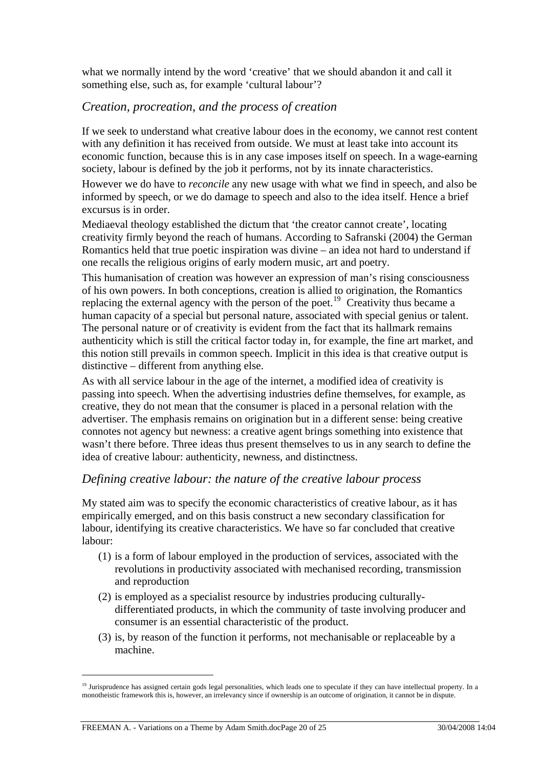what we normally intend by the word 'creative' that we should abandon it and call it something else, such as, for example 'cultural labour'?

## *Creation, procreation, and the process of creation*

If we seek to understand what creative labour does in the economy, we cannot rest content with any definition it has received from outside. We must at least take into account its economic function, because this is in any case imposes itself on speech. In a wage-earning society, labour is defined by the job it performs, not by its innate characteristics.

However we do have to *reconcile* any new usage with what we find in speech, and also be informed by speech, or we do damage to speech and also to the idea itself. Hence a brief excursus is in order.

Mediaeval theology established the dictum that 'the creator cannot create', locating creativity firmly beyond the reach of humans. According to Safranski (2004) the German Romantics held that true poetic inspiration was divine – an idea not hard to understand if one recalls the religious origins of early modern music, art and poetry.

This humanisation of creation was however an expression of man's rising consciousness of his own powers. In both conceptions, creation is allied to origination, the Romantics replacing the external agency with the person of the poet.[19] Creativity thus became a human capacity of a special but personal nature, associated with special genius or talent. The personal nature or of creativity is evident from the fact that its hallmark remains authenticity which is still the critical factor today in, for example, the fine art market, and this notion still prevails in common speech. Implicit in this idea is that creative output is distinctive – different from anything else.

As with all service labour in the age of the internet, a modified idea of creativity is passing into speech. When the advertising industries define themselves, for example, as creative, they do not mean that the consumer is placed in a personal relation with the advertiser. The emphasis remains on origination but in a different sense: being creative connotes not agency but newness: a creative agent brings something into existence that wasn't there before. Three ideas thus present themselves to us in any search to define the idea of creative labour: authenticity, newness, and distinctness.

## *Defining creative labour: the nature of the creative labour process*

My stated aim was to specify the economic characteristics of creative labour, as it has empirically emerged, and on this basis construct a new secondary classification for labour, identifying its creative characteristics. We have so far concluded that creative labour:

(1) is a form of labour employed in the production of services, associated with the revolutions in productivity associated with mechanised recording, transmission and reproduction

(2) is employed as a specialist resource by industries producing culturally-differentiated products, in which the community of taste involving producer and consumer is an essential characteristic of the product.

(3) is, by reason of the function it performs, not mechanisable or replaceable by a machine.

[19] Jurisprudence has assigned certain gods legal personalities, which leads one to speculate if they can have intellectual property. In a monotheistic framework this is, however, an irrelevancy since if ownership is an outcome of origination, it cannot be in dispute.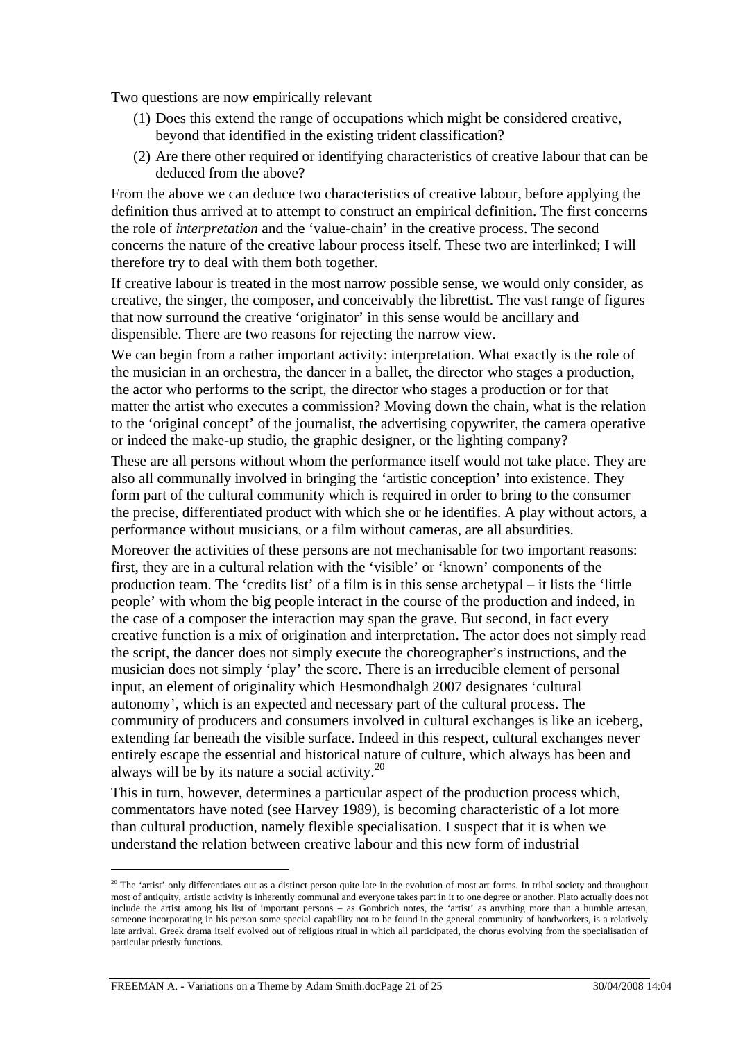Two questions are now empirically relevant

(1) Does this extend the range of occupations which might be considered creative, beyond that identified in the existing trident classification?

(2) Are there other required or identifying characteristics of creative labour that can be deduced from the above?

From the above we can deduce two characteristics of creative labour, before applying the definition thus arrived at to attempt to construct an empirical definition. The first concerns the role of *interpretation* and the 'value-chain' in the creative process. The second concerns the nature of the creative labour process itself. These two are interlinked; I will therefore try to deal with them both together.

If creative labour is treated in the most narrow possible sense, we would only consider, as creative, the singer, the composer, and conceivably the librettist. The vast range of figures that now surround the creative 'originator' in this sense would be ancillary and dispensible. There are two reasons for rejecting the narrow view.

We can begin from a rather important activity: interpretation. What exactly is the role of the musician in an orchestra, the dancer in a ballet, the director who stages a production, the actor who performs to the script, the director who stages a production or for that matter the artist who executes a commission? Moving down the chain, what is the relation to the 'original concept' of the journalist, the advertising copywriter, the camera operative or indeed the make-up studio, the graphic designer, or the lighting company?

These are all persons without whom the performance itself would not take place. They are also all communally involved in bringing the 'artistic conception' into existence. They form part of the cultural community which is required in order to bring to the consumer the precise, differentiated product with which she or he identifies. A play without actors, a performance without musicians, or a film without cameras, are all absurdities.

Moreover the activities of these persons are not mechanisable for two important reasons: first, they are in a cultural relation with the 'visible' or 'known' components of the production team. The 'credits list' of a film is in this sense archetypal – it lists the 'little people' with whom the big people interact in the course of the production and indeed, in the case of a composer the interaction may span the grave. But second, in fact every creative function is a mix of origination and interpretation. The actor does not simply read the script, the dancer does not simply execute the choreographer's instructions, and the musician does not simply 'play' the score. There is an irreducible element of personal input, an element of originality which Hesmondhalgh 2007 designates 'cultural autonomy', which is an expected and necessary part of the cultural process. The community of producers and consumers involved in cultural exchanges is like an iceberg, extending far beneath the visible surface. Indeed in this respect, cultural exchanges never entirely escape the essential and historical nature of culture, which always has been and always will be by its nature a social activity.[20]

This in turn, however, determines a particular aspect of the production process which, commentators have noted (see Harvey 1989), is becoming characteristic of a lot more than cultural production, namely flexible specialisation. I suspect that it is when we understand the relation between creative labour and this new form of industrial

[20] The 'artist' only differentiates out as a distinct person quite late in the evolution of most art forms. In tribal society and throughout most of antiquity, artistic activity is inherently communal and everyone takes part in it to one degree or another. Plato actually does not include the artist among his list of important persons – as Gombrich notes, the 'artist' as anything more than a humble artesan, someone incorporating in his person some special capability not to be found in the general community of handworkers, is a relatively late arrival. Greek drama itself evolved out of religious ritual in which all participated, the chorus evolving from the specialisation of particular priestly functions.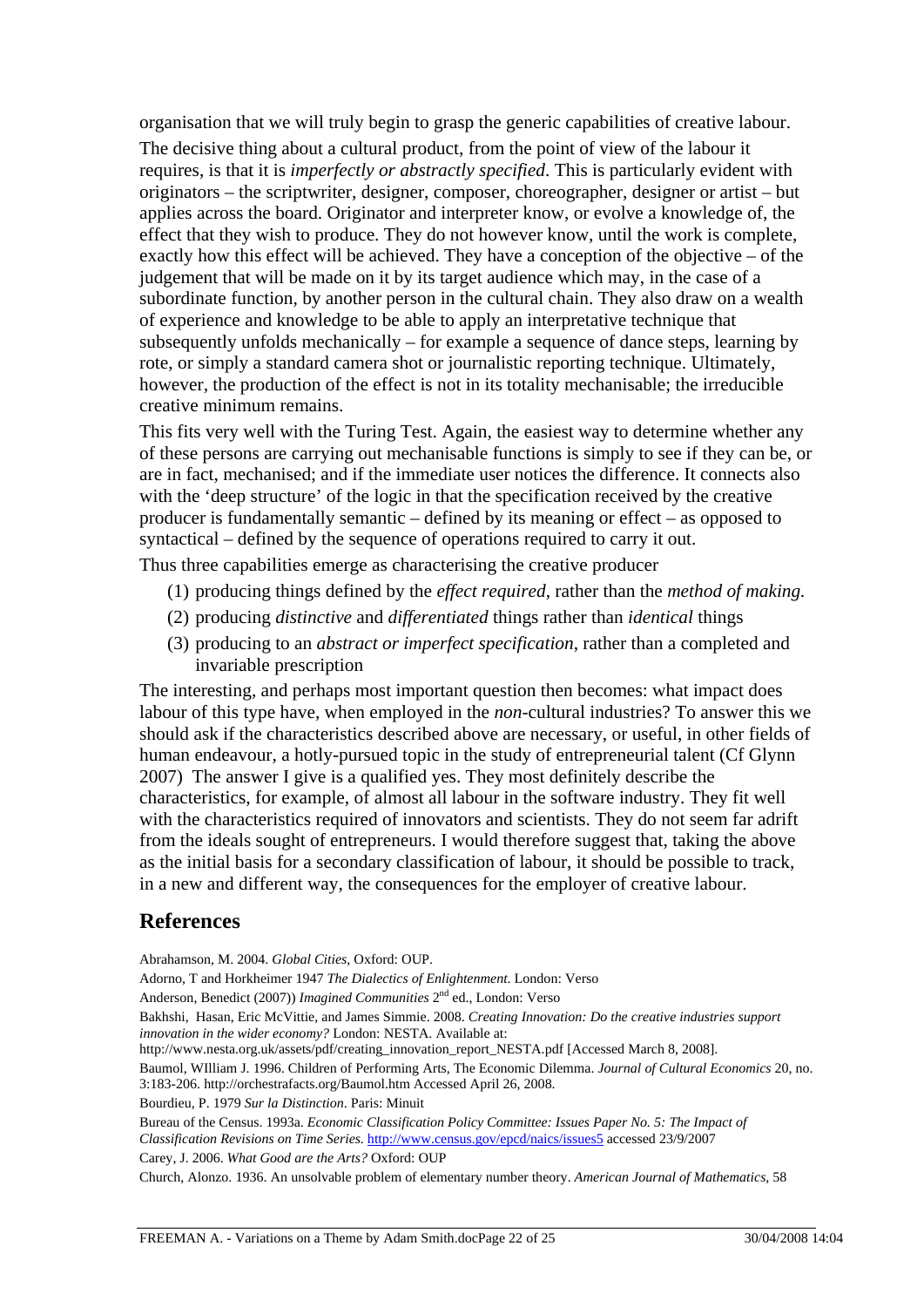organisation that we will truly begin to grasp the generic capabilities of creative labour.

The decisive thing about a cultural product, from the point of view of the labour it requires, is that it is *imperfectly or abstractly specified*. This is particularly evident with originators – the scriptwriter, designer, composer, choreographer, designer or artist – but applies across the board. Originator and interpreter know, or evolve a knowledge of, the effect that they wish to produce. They do not however know, until the work is complete, exactly how this effect will be achieved. They have a conception of the objective – of the judgement that will be made on it by its target audience which may, in the case of a subordinate function, by another person in the cultural chain. They also draw on a wealth of experience and knowledge to be able to apply an interpretative technique that subsequently unfolds mechanically – for example a sequence of dance steps, learning by rote, or simply a standard camera shot or journalistic reporting technique. Ultimately, however, the production of the effect is not in its totality mechanisable; the irreducible creative minimum remains.

This fits very well with the Turing Test. Again, the easiest way to determine whether any of these persons are carrying out mechanisable functions is simply to see if they can be, or are in fact, mechanised; and if the immediate user notices the difference. It connects also with the 'deep structure' of the logic in that the specification received by the creative producer is fundamentally semantic – defined by its meaning or effect – as opposed to syntactical – defined by the sequence of operations required to carry it out.

Thus three capabilities emerge as characterising the creative producer

(1) producing things defined by the *effect required*, rather than the *method of making.*
(2) producing *distinctive* and *differentiated* things rather than *identical* things
(3) producing to an *abstract or imperfect specification*, rather than a completed and invariable prescription

The interesting, and perhaps most important question then becomes: what impact does labour of this type have, when employed in the *non*-cultural industries? To answer this we should ask if the characteristics described above are necessary, or useful, in other fields of human endeavour, a hotly-pursued topic in the study of entrepreneurial talent (Cf Glynn 2007) The answer I give is a qualified yes. They most definitely describe the characteristics, for example, of almost all labour in the software industry. They fit well with the characteristics required of innovators and scientists. They do not seem far adrift from the ideals sought of entrepreneurs. I would therefore suggest that, taking the above as the initial basis for a secondary classification of labour, it should be possible to track, in a new and different way, the consequences for the employer of creative labour.

## References

Abrahamson, M. 2004. *Global Cities*, Oxford: OUP.

Adorno, T and Horkheimer 1947 *The Dialectics of Enlightenment*. London: Verso

Anderson, Benedict (2007)) *Imagined Communities* 2nd ed., London: Verso

Bakhshi, Hasan, Eric McVittie, and James Simmie. 2008. *Creating Innovation: Do the creative industries support innovation in the wider economy?* London: NESTA. Available at: http://www.nesta.org.uk/assets/pdf/creating_innovation_report_NESTA.pdf [Accessed March 8, 2008].

Baumol, WIlliam J. 1996. Children of Performing Arts, The Economic Dilemma. *Journal of Cultural Economics* 20, no. 3:183-206. http://orchestrafacts.org/Baumol.htm Accessed April 26, 2008.

Bourdieu, P. 1979 *Sur la Distinction*. Paris: Minuit

Bureau of the Census. 1993a. *Economic Classification Policy Committee: Issues Paper No. 5: The Impact of Classification Revisions on Time Series.* http://www.census.gov/epcd/naics/issues5 accessed 23/9/2007

Carey, J. 2006. *What Good are the Arts?* Oxford: OUP

Church, Alonzo. 1936. An unsolvable problem of elementary number theory. *American Journal of Mathematics*, 58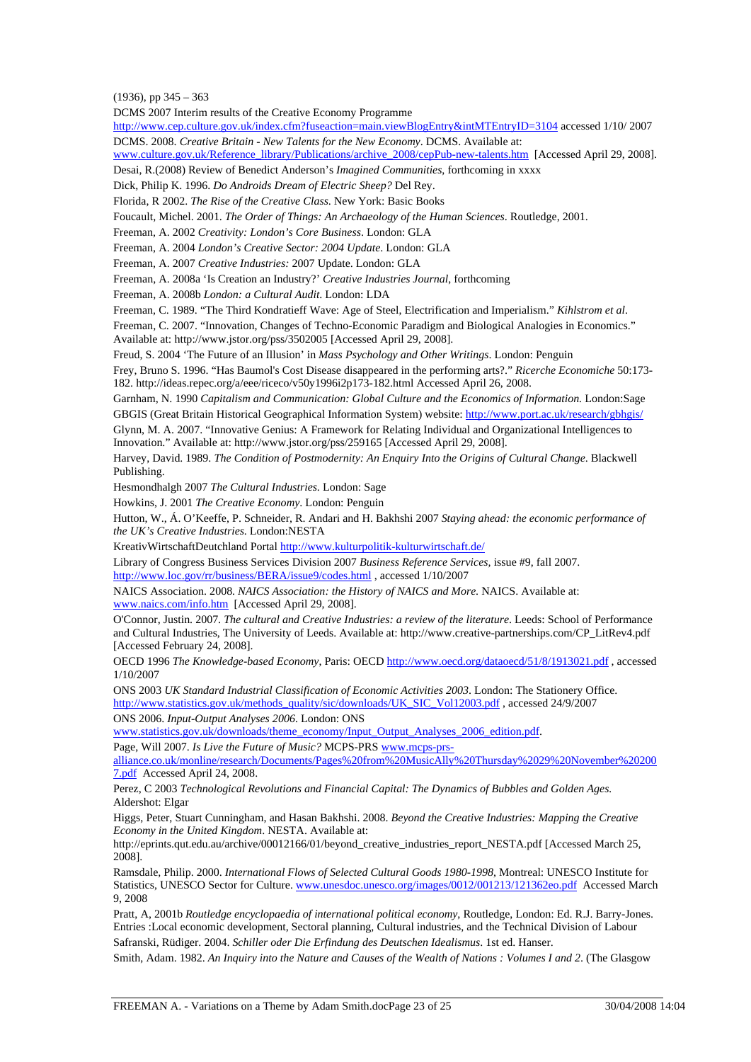(1936), pp 345 – 363

DCMS 2007 Interim results of the Creative Economy Programme http://www.cep.culture.gov.uk/index.cfm?fuseaction=main.viewBlogEntry&intMTEntryID=3104 accessed 1/10/ 2007

DCMS. 2008. *Creative Britain - New Talents for the New Economy*. DCMS. Available at: www.culture.gov.uk/Reference_library/Publications/archive_2008/cepPub-new-talents.htm [Accessed April 29, 2008].

Desai, R.(2008) Review of Benedict Anderson's *Imagined Communities*, forthcoming in xxxx

Dick, Philip K. 1996. *Do Androids Dream of Electric Sheep?* Del Rey.

Florida, R 2002. *The Rise of the Creative Class*. New York: Basic Books

Foucault, Michel. 2001. *The Order of Things: An Archaeology of the Human Sciences*. Routledge, 2001.

Freeman, A. 2002 *Creativity: London's Core Business*. London: GLA

Freeman, A. 2004 *London's Creative Sector: 2004 Update*. London: GLA

Freeman, A. 2007 *Creative Industries:* 2007 Update. London: GLA

Freeman, A. 2008a 'Is Creation an Industry?' *Creative Industries Journal*, forthcoming

Freeman, A. 2008b *London: a Cultural Audit*. London: LDA

Freeman, C. 1989. "The Third Kondratieff Wave: Age of Steel, Electrification and Imperialism." *Kihlstrom et al*.

Freeman, C. 2007. "Innovation, Changes of Techno-Economic Paradigm and Biological Analogies in Economics." Available at: http://www.jstor.org/pss/3502005 [Accessed April 29, 2008].

Freud, S. 2004 'The Future of an Illusion' in *Mass Psychology and Other Writings*. London: Penguin

Frey, Bruno S. 1996. "Has Baumol's Cost Disease disappeared in the performing arts?." *Ricerche Economiche* 50:173-182. http://ideas.repec.org/a/eee/riceco/v50y1996i2p173-182.html Accessed April 26, 2008.

Garnham, N. 1990 *Capitalism and Communication: Global Culture and the Economics of Information.* London:Sage

GBGIS (Great Britain Historical Geographical Information System) website: http://www.port.ac.uk/research/gbhgis/

Glynn, M. A. 2007. "Innovative Genius: A Framework for Relating Individual and Organizational Intelligences to Innovation." Available at: http://www.jstor.org/pss/259165 [Accessed April 29, 2008].

Harvey, David. 1989. *The Condition of Postmodernity: An Enquiry Into the Origins of Cultural Change*. Blackwell Publishing.

Hesmondhalgh 2007 *The Cultural Industries*. London: Sage

Howkins, J. 2001 *The Creative Economy*. London: Penguin

Hutton, W., Á. O'Keeffe, P. Schneider, R. Andari and H. Bakhshi 2007 *Staying ahead: the economic performance of the UK's Creative Industries*. London:NESTA

KreativWirtschaftDeutchland Portal http://www.kulturpolitik-kulturwirtschaft.de/

Library of Congress Business Services Division 2007 *Business Reference Services*, issue #9, fall 2007. http://www.loc.gov/rr/business/BERA/issue9/codes.html , accessed 1/10/2007

NAICS Association. 2008. *NAICS Association: the History of NAICS and More*. NAICS. Available at: www.naics.com/info.htm [Accessed April 29, 2008].

O'Connor, Justin. 2007. *The cultural and Creative Industries: a review of the literature*. Leeds: School of Performance and Cultural Industries, The University of Leeds. Available at: http://www.creative-partnerships.com/CP_LitRev4.pdf [Accessed February 24, 2008].

OECD 1996 *The Knowledge-based Economy*, Paris: OECD http://www.oecd.org/dataoecd/51/8/1913021.pdf , accessed 1/10/2007

ONS 2003 *UK Standard Industrial Classification of Economic Activities 2003*. London: The Stationery Office. http://www.statistics.gov.uk/methods_quality/sic/downloads/UK_SIC_Vol12003.pdf , accessed 24/9/2007

ONS 2006. *Input-Output Analyses 2006*. London: ONS www.statistics.gov.uk/downloads/theme_economy/Input_Output_Analyses_2006_edition.pdf.

Page, Will 2007. *Is Live the Future of Music?* MCPS-PRS www.mcps-prs-alliance.co.uk/monline/research/Documents/Pages%20from%20MusicAlly%20Thursday%2029%20November%202007.pdf Accessed April 24, 2008.

Perez, C 2003 *Technological Revolutions and Financial Capital: The Dynamics of Bubbles and Golden Ages*. Aldershot: Elgar

Higgs, Peter, Stuart Cunningham, and Hasan Bakhshi. 2008. *Beyond the Creative Industries: Mapping the Creative Economy in the United Kingdom*. NESTA. Available at: http://eprints.qut.edu.au/archive/00012166/01/beyond_creative_industries_report_NESTA.pdf [Accessed March 25, 2008].

Ramsdale, Philip. 2000. *International Flows of Selected Cultural Goods 1980-1998*, Montreal: UNESCO Institute for Statistics, UNESCO Sector for Culture. www.unesdoc.unesco.org/images/0012/001213/121362eo.pdf Accessed March 9, 2008

Pratt, A, 2001b *Routledge encyclopaedia of international political economy*, Routledge, London: Ed. R.J. Barry-Jones. Entries :Local economic development, Sectoral planning, Cultural industries, and the Technical Division of Labour

Safranski, Rüdiger. 2004. *Schiller oder Die Erfindung des Deutschen Idealismus*. 1st ed. Hanser.

Smith, Adam. 1982. *An Inquiry into the Nature and Causes of the Wealth of Nations : Volumes I and 2*. (The Glasgow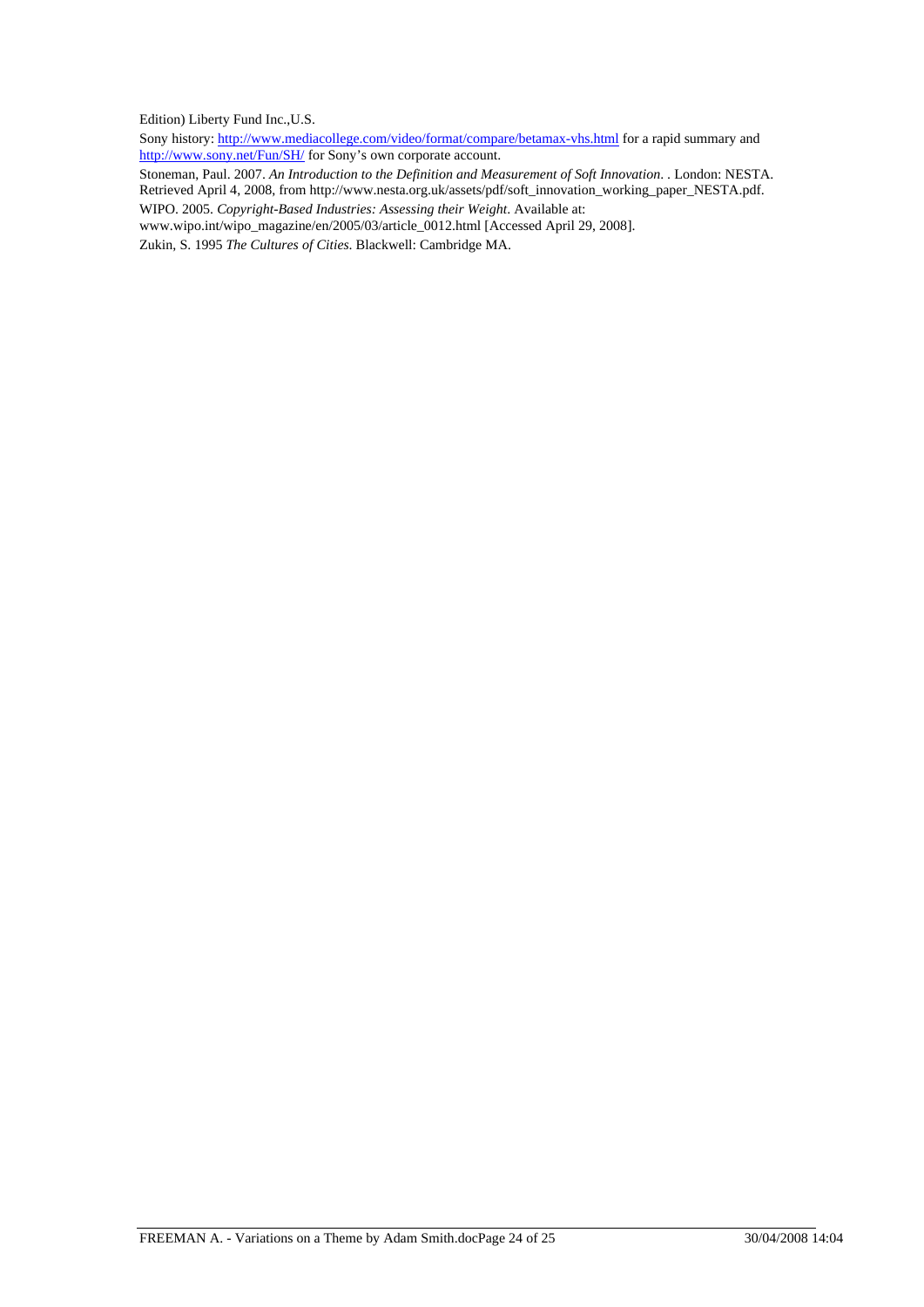Edition) Liberty Fund Inc.,U.S.

Sony history: http://www.mediacollege.com/video/format/compare/betamax-vhs.html for a rapid summary and http://www.sony.net/Fun/SH/ for Sony's own corporate account.

Stoneman, Paul. 2007. *An Introduction to the Definition and Measurement of Soft Innovation*. . London: NESTA. Retrieved April 4, 2008, from http://www.nesta.org.uk/assets/pdf/soft_innovation_working_paper_NESTA.pdf.

WIPO. 2005. *Copyright-Based Industries: Assessing their Weight*. Available at: www.wipo.int/wipo_magazine/en/2005/03/article_0012.html [Accessed April 29, 2008].

Zukin, S. 1995 *The Cultures of Cities*. Blackwell: Cambridge MA.